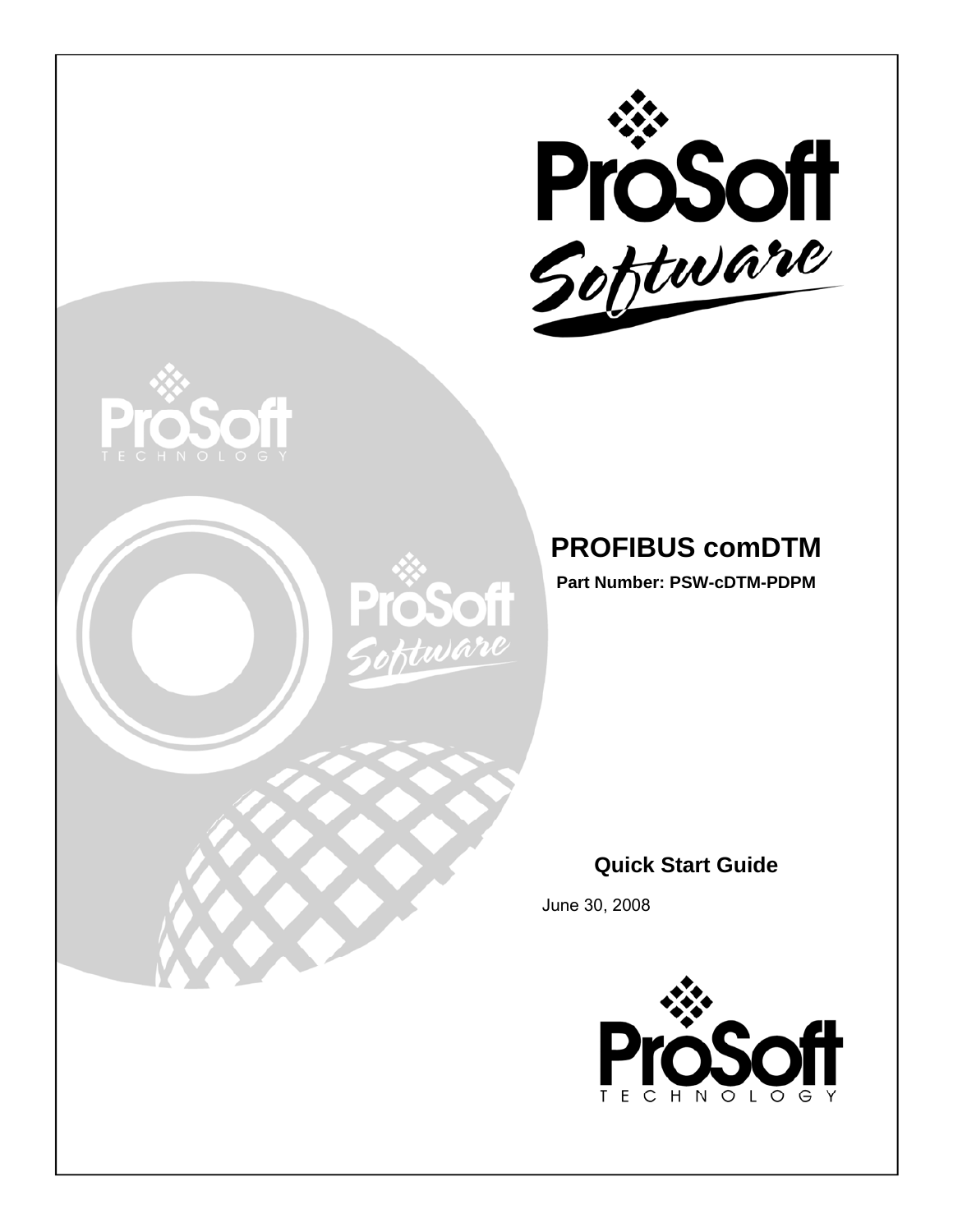# PROFIBUS comDTM

**Part Number: PSW-cDTM-PDPM**

## Quick Start Guide

June 30, 2008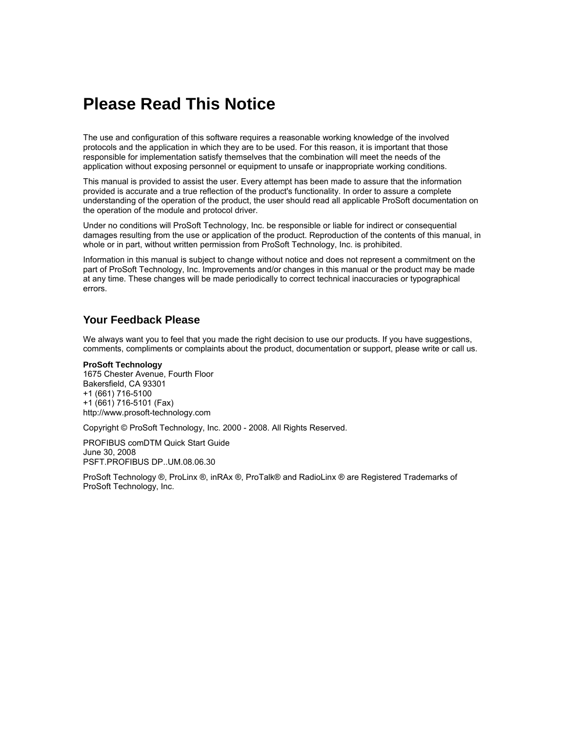# Please Read This Notice

The use and configuration of this software requires a reasonable working knowledge of the involved protocols and the application in which they are to be used. For this reason, it is important that those responsible for implementation satisfy themselves that the combination will meet the needs of the application without exposing personnel or equipment to unsafe or inappropriate working conditions.

This manual is provided to assist the user. Every attempt has been made to assure that the information provided is accurate and a true reflection of the product's functionality. In order to assure a complete understanding of the operation of the product, the user should read all applicable ProSoft documentation on the operation of the module and protocol driver.

Under no conditions will ProSoft Technology, Inc. be responsible or liable for indirect or consequential damages resulting from the use or application of the product. Reproduction of the contents of this manual, in whole or in part, without written permission from ProSoft Technology, Inc. is prohibited.

Information in this manual is subject to change without notice and does not represent a commitment on the part of ProSoft Technology, Inc. Improvements and/or changes in this manual or the product may be made at any time. These changes will be made periodically to correct technical inaccuracies or typographical errors.

## Your Feedback Please

We always want you to feel that you made the right decision to use our products. If you have suggestions, comments, compliments or complaints about the product, documentation or support, please write or call us.

**ProSoft Technology**
1675 Chester Avenue, Fourth Floor
Bakersfield, CA 93301
+1 (661) 716-5100
+1 (661) 716-5101 (Fax)
http://www.prosoft-technology.com

Copyright © ProSoft Technology, Inc. 2000 - 2008. All Rights Reserved.

PROFIBUS comDTM Quick Start Guide
June 30, 2008
PSFT.PROFIBUS DP..UM.08.06.30

ProSoft Technology ®, ProLinx ®, inRAx ®, ProTalk® and RadioLinx ® are Registered Trademarks of ProSoft Technology, Inc.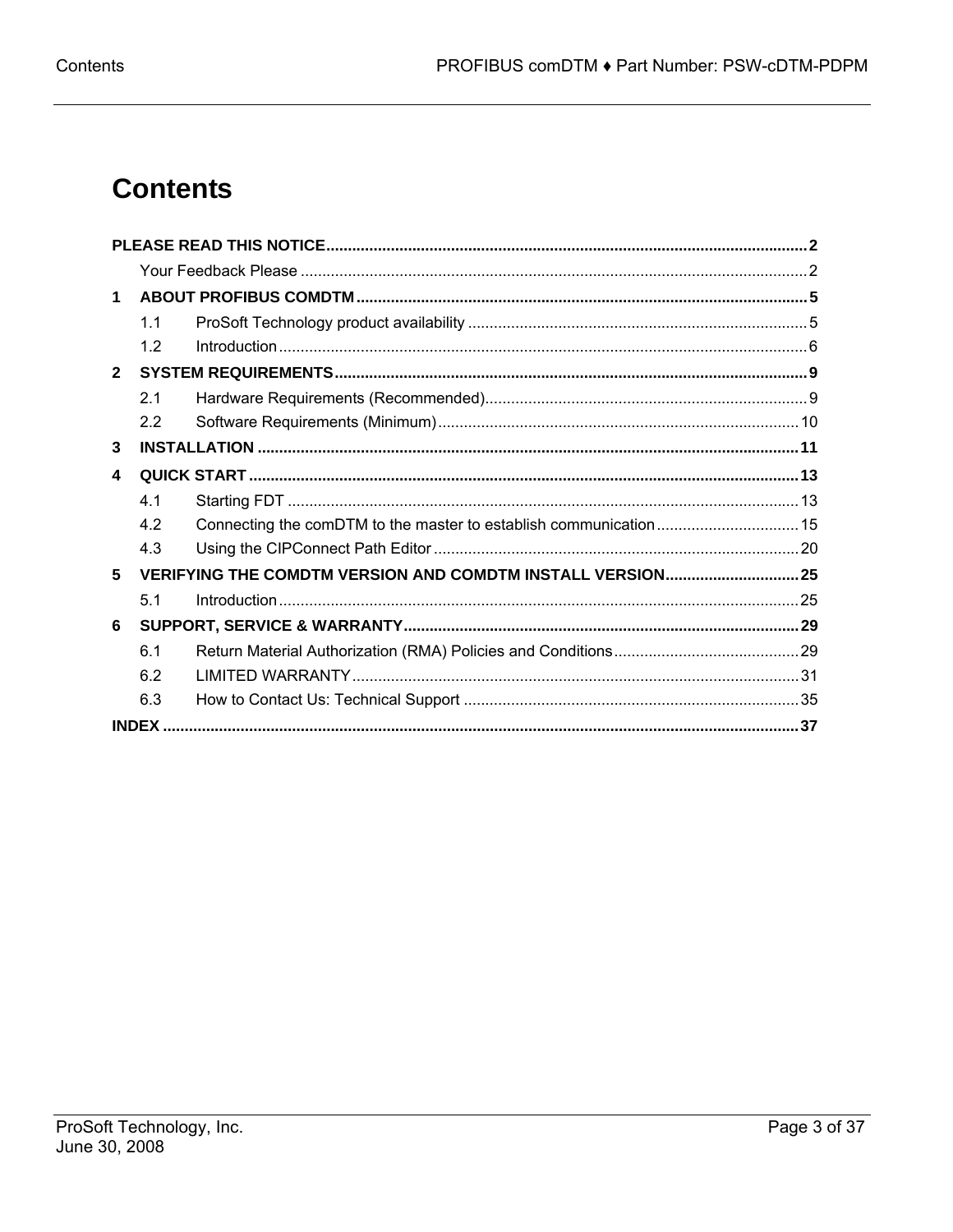# Contents

**PLEASE READ THIS NOTICE** ..... 2

- Your Feedback Please ..... 2

**1 ABOUT PROFIBUS COMDTM** ..... 5

- 1.1 ProSoft Technology product availability ..... 5
- 1.2 Introduction ..... 6

**2 SYSTEM REQUIREMENTS** ..... 9

- 2.1 Hardware Requirements (Recommended) ..... 9
- 2.2 Software Requirements (Minimum) ..... 10

**3 INSTALLATION** ..... 11

**4 QUICK START** ..... 13

- 4.1 Starting FDT ..... 13
- 4.2 Connecting the comDTM to the master to establish communication ..... 15
- 4.3 Using the CIPConnect Path Editor ..... 20

**5 VERIFYING THE COMDTM VERSION AND COMDTM INSTALL VERSION** ..... 25

- 5.1 Introduction ..... 25

**6 SUPPORT, SERVICE & WARRANTY** ..... 29

- 6.1 Return Material Authorization (RMA) Policies and Conditions ..... 29
- 6.2 LIMITED WARRANTY ..... 31
- 6.3 How to Contact Us: Technical Support ..... 35

**INDEX** ..... 37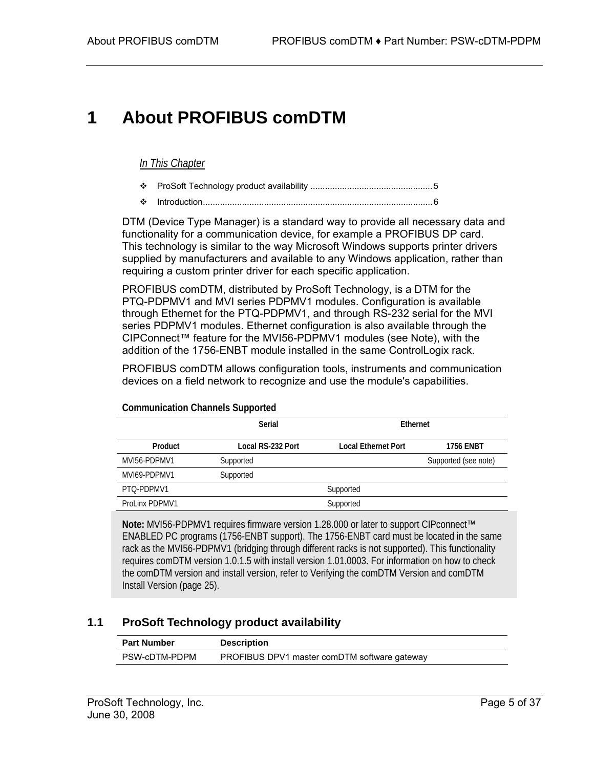# 1 About PROFIBUS comDTM

*In This Chapter*

- ProSoft Technology product availability ................................................. 5
- Introduction............................................................................................ 6

DTM (Device Type Manager) is a standard way to provide all necessary data and functionality for a communication device, for example a PROFIBUS DP card. This technology is similar to the way Microsoft Windows supports printer drivers supplied by manufacturers and available to any Windows application, rather than requiring a custom printer driver for each specific application.

PROFIBUS comDTM, distributed by ProSoft Technology, is a DTM for the PTQ-PDPMV1 and MVI series PDPMV1 modules. Configuration is available through Ethernet for the PTQ-PDPMV1, and through RS-232 serial for the MVI series PDPMV1 modules. Ethernet configuration is also available through the CIPConnect™ feature for the MVI56-PDPMV1 modules (see Note), with the addition of the 1756-ENBT module installed in the same ControlLogix rack.

PROFIBUS comDTM allows configuration tools, instruments and communication devices on a field network to recognize and use the module's capabilities.

**Communication Channels Supported**

| | Serial | Ethernet | |
|---|---|---|---|
| **Product** | **Local RS-232 Port** | **Local Ethernet Port** | **1756 ENBT** |
| MVI56-PDPMV1 | Supported | | Supported (see note) |
| MVI69-PDPMV1 | Supported | | |
| PTQ-PDPMV1 | | Supported | |
| ProLinx PDPMV1 | | Supported | |

**Note:** MVI56-PDPMV1 requires firmware version 1.28.000 or later to support CIPconnect™ ENABLED PC programs (1756-ENBT support). The 1756-ENBT card must be located in the same rack as the MVI56-PDPMV1 (bridging through different racks is not supported). This functionality requires comDTM version 1.0.1.5 with install version 1.01.0003. For information on how to check the comDTM version and install version, refer to Verifying the comDTM Version and comDTM Install Version (page 25).

## 1.1 ProSoft Technology product availability

| Part Number | Description |
|---|---|
| PSW-cDTM-PDPM | PROFIBUS DPV1 master comDTM software gateway |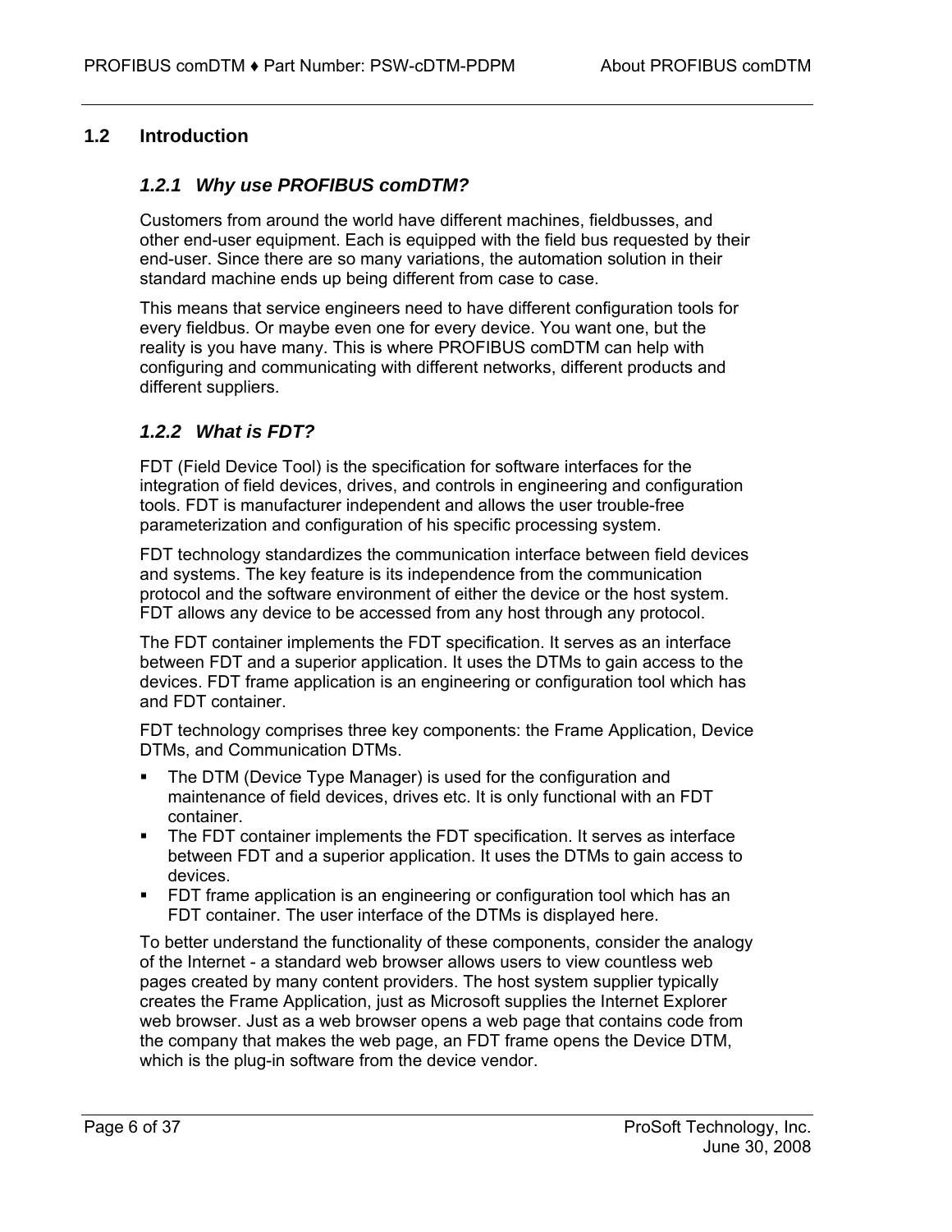## 1.2 Introduction

### *1.2.1 Why use PROFIBUS comDTM?*

Customers from around the world have different machines, fieldbusses, and other end-user equipment. Each is equipped with the field bus requested by their end-user. Since there are so many variations, the automation solution in their standard machine ends up being different from case to case.

This means that service engineers need to have different configuration tools for every fieldbus. Or maybe even one for every device. You want one, but the reality is you have many. This is where PROFIBUS comDTM can help with configuring and communicating with different networks, different products and different suppliers.

### *1.2.2 What is FDT?*

FDT (Field Device Tool) is the specification for software interfaces for the integration of field devices, drives, and controls in engineering and configuration tools. FDT is manufacturer independent and allows the user trouble-free parameterization and configuration of his specific processing system.

FDT technology standardizes the communication interface between field devices and systems. The key feature is its independence from the communication protocol and the software environment of either the device or the host system. FDT allows any device to be accessed from any host through any protocol.

The FDT container implements the FDT specification. It serves as an interface between FDT and a superior application. It uses the DTMs to gain access to the devices. FDT frame application is an engineering or configuration tool which has and FDT container.

FDT technology comprises three key components: the Frame Application, Device DTMs, and Communication DTMs.

- The DTM (Device Type Manager) is used for the configuration and maintenance of field devices, drives etc. It is only functional with an FDT container.
- The FDT container implements the FDT specification. It serves as interface between FDT and a superior application. It uses the DTMs to gain access to devices.
- FDT frame application is an engineering or configuration tool which has an FDT container. The user interface of the DTMs is displayed here.

To better understand the functionality of these components, consider the analogy of the Internet - a standard web browser allows users to view countless web pages created by many content providers. The host system supplier typically creates the Frame Application, just as Microsoft supplies the Internet Explorer web browser. Just as a web browser opens a web page that contains code from the company that makes the web page, an FDT frame opens the Device DTM, which is the plug-in software from the device vendor.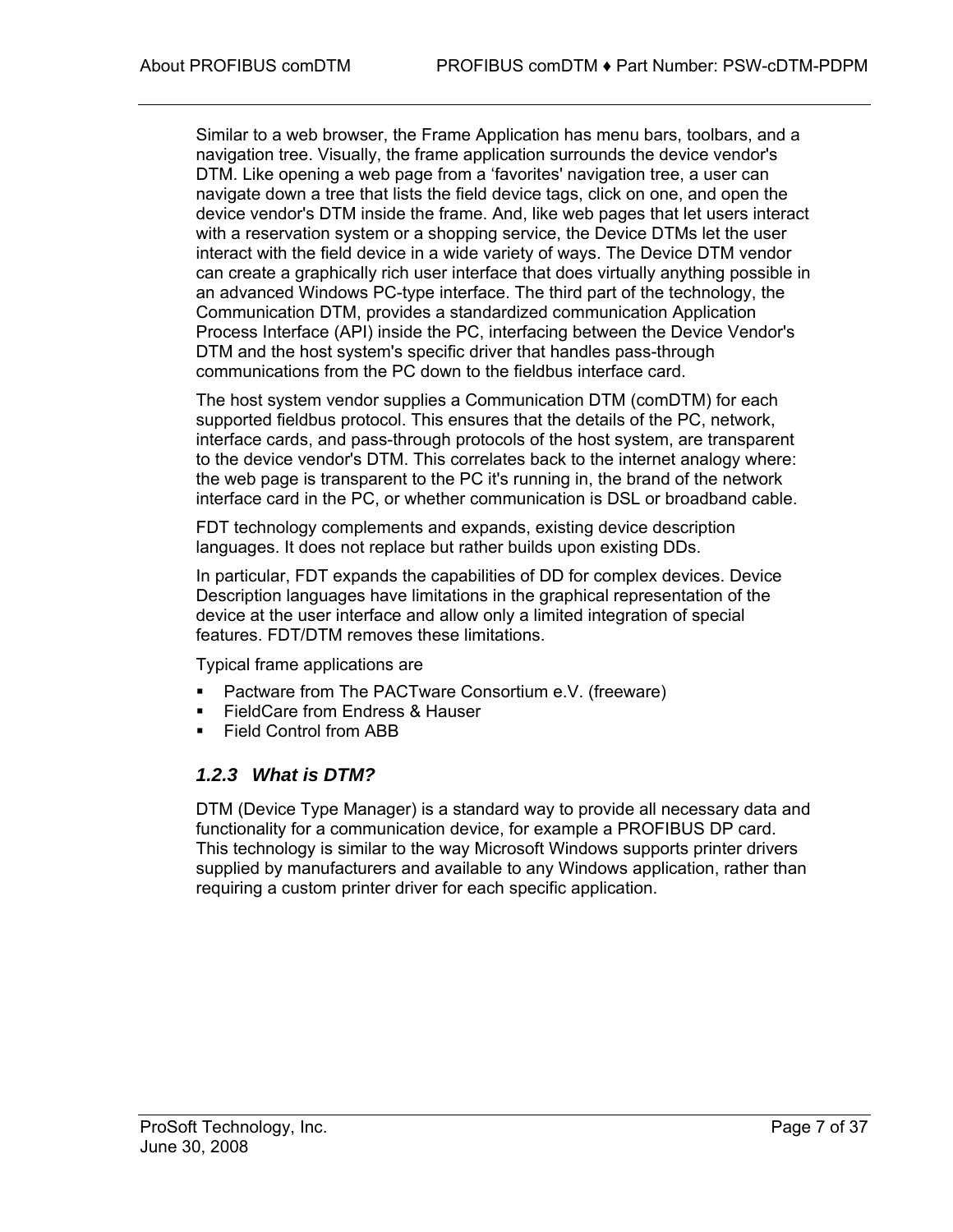Similar to a web browser, the Frame Application has menu bars, toolbars, and a navigation tree. Visually, the frame application surrounds the device vendor's DTM. Like opening a web page from a 'favorites' navigation tree, a user can navigate down a tree that lists the field device tags, click on one, and open the device vendor's DTM inside the frame. And, like web pages that let users interact with a reservation system or a shopping service, the Device DTMs let the user interact with the field device in a wide variety of ways. The Device DTM vendor can create a graphically rich user interface that does virtually anything possible in an advanced Windows PC-type interface. The third part of the technology, the Communication DTM, provides a standardized communication Application Process Interface (API) inside the PC, interfacing between the Device Vendor's DTM and the host system's specific driver that handles pass-through communications from the PC down to the fieldbus interface card.

The host system vendor supplies a Communication DTM (comDTM) for each supported fieldbus protocol. This ensures that the details of the PC, network, interface cards, and pass-through protocols of the host system, are transparent to the device vendor's DTM. This correlates back to the internet analogy where: the web page is transparent to the PC it's running in, the brand of the network interface card in the PC, or whether communication is DSL or broadband cable.

FDT technology complements and expands, existing device description languages. It does not replace but rather builds upon existing DDs.

In particular, FDT expands the capabilities of DD for complex devices. Device Description languages have limitations in the graphical representation of the device at the user interface and allow only a limited integration of special features. FDT/DTM removes these limitations.

Typical frame applications are

- Pactware from The PACTware Consortium e.V. (freeware)
- FieldCare from Endress & Hauser
- Field Control from ABB

### *1.2.3 What is DTM?*

DTM (Device Type Manager) is a standard way to provide all necessary data and functionality for a communication device, for example a PROFIBUS DP card. This technology is similar to the way Microsoft Windows supports printer drivers supplied by manufacturers and available to any Windows application, rather than requiring a custom printer driver for each specific application.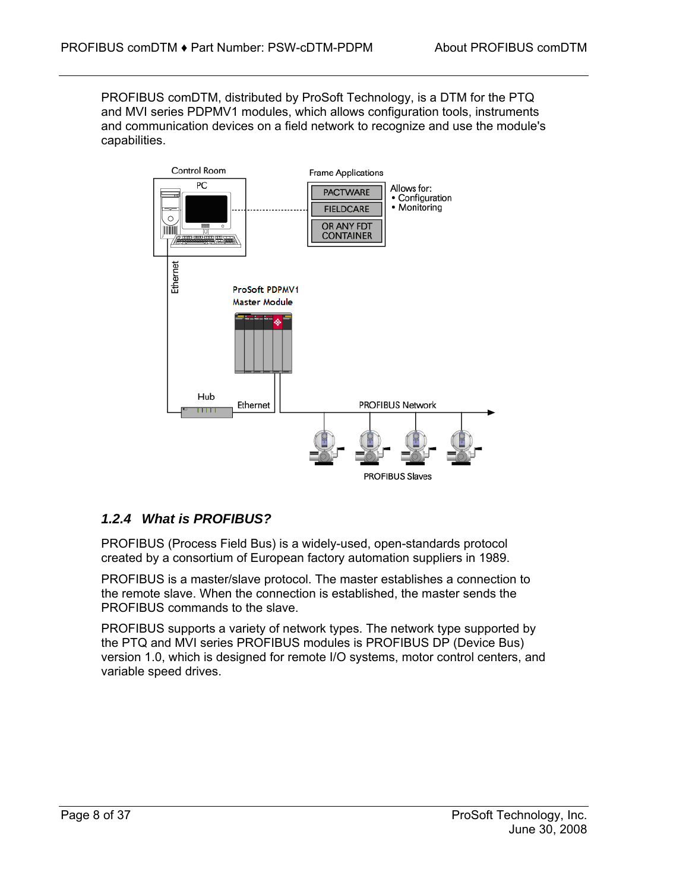PROFIBUS comDTM, distributed by ProSoft Technology, is a DTM for the PTQ and MVI series PDPMV1 modules, which allows configuration tools, instruments and communication devices on a field network to recognize and use the module's capabilities.

### 1.2.4 What is PROFIBUS?

PROFIBUS (Process Field Bus) is a widely-used, open-standards protocol created by a consortium of European factory automation suppliers in 1989.

PROFIBUS is a master/slave protocol. The master establishes a connection to the remote slave. When the connection is established, the master sends the PROFIBUS commands to the slave.

PROFIBUS supports a variety of network types. The network type supported by the PTQ and MVI series PROFIBUS modules is PROFIBUS DP (Device Bus) version 1.0, which is designed for remote I/O systems, motor control centers, and variable speed drives.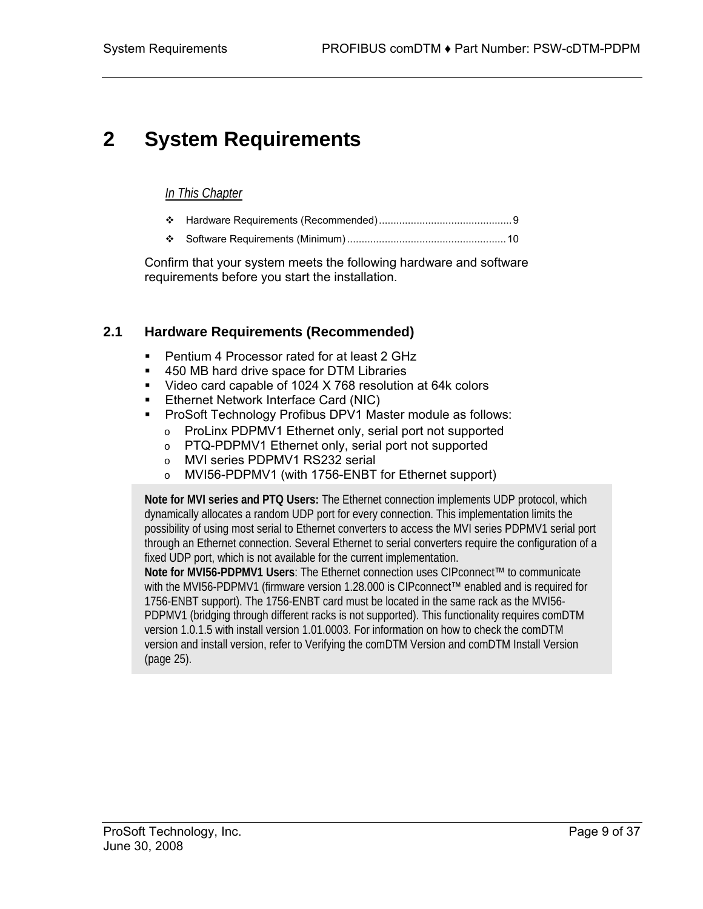# 2 System Requirements

*In This Chapter*

- Hardware Requirements (Recommended) .............................................. 9
- Software Requirements (Minimum) ...................................................... 10

Confirm that your system meets the following hardware and software requirements before you start the installation.

## 2.1 Hardware Requirements (Recommended)

- Pentium 4 Processor rated for at least 2 GHz
- 450 MB hard drive space for DTM Libraries
- Video card capable of 1024 X 768 resolution at 64k colors
- Ethernet Network Interface Card (NIC)
- ProSoft Technology Profibus DPV1 Master module as follows:
  - ProLinx PDPMV1 Ethernet only, serial port not supported
  - PTQ-PDPMV1 Ethernet only, serial port not supported
  - MVI series PDPMV1 RS232 serial
  - MVI56-PDPMV1 (with 1756-ENBT for Ethernet support)

**Note for MVI series and PTQ Users:** The Ethernet connection implements UDP protocol, which dynamically allocates a random UDP port for every connection. This implementation limits the possibility of using most serial to Ethernet converters to access the MVI series PDPMV1 serial port through an Ethernet connection. Several Ethernet to serial converters require the configuration of a fixed UDP port, which is not available for the current implementation.

**Note for MVI56-PDPMV1 Users**: The Ethernet connection uses CIPconnect™ to communicate with the MVI56-PDPMV1 (firmware version 1.28.000 is CIPconnect™ enabled and is required for 1756-ENBT support). The 1756-ENBT card must be located in the same rack as the MVI56-PDPMV1 (bridging through different racks is not supported). This functionality requires comDTM version 1.0.1.5 with install version 1.01.0003. For information on how to check the comDTM version and install version, refer to Verifying the comDTM Version and comDTM Install Version (page 25).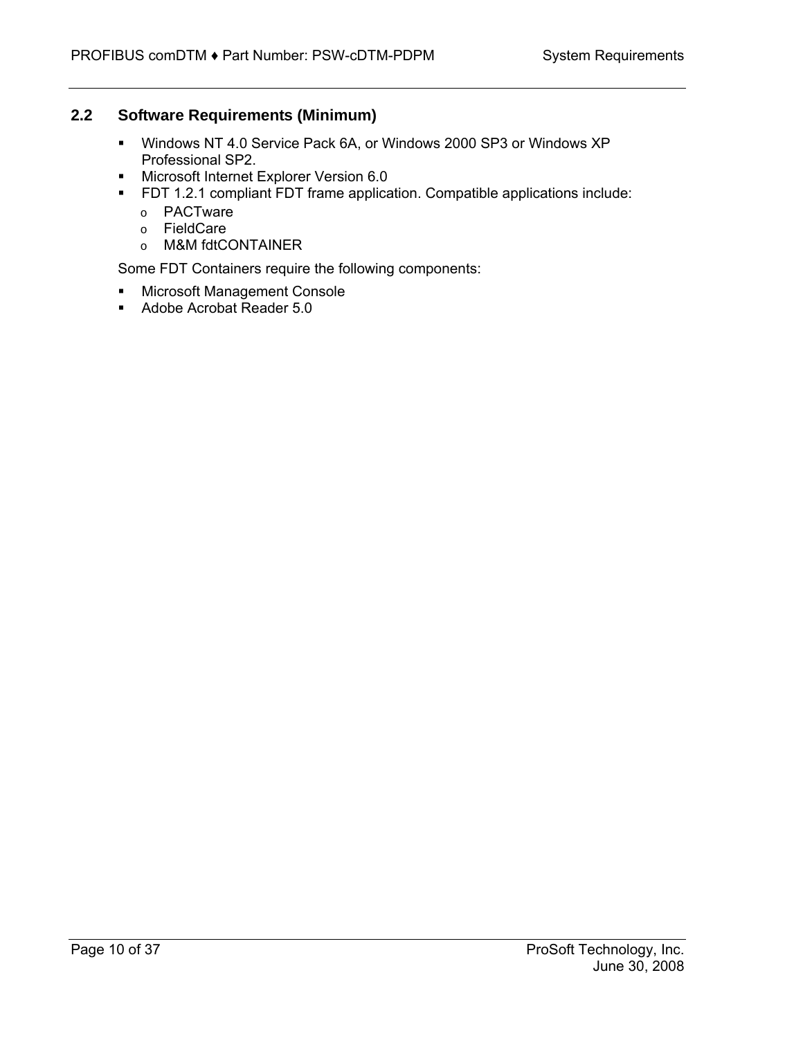## 2.2 Software Requirements (Minimum)

- Windows NT 4.0 Service Pack 6A, or Windows 2000 SP3 or Windows XP Professional SP2.
- Microsoft Internet Explorer Version 6.0
- FDT 1.2.1 compliant FDT frame application. Compatible applications include:
  - PACTware
  - FieldCare
  - M&M fdtCONTAINER

Some FDT Containers require the following components:

- Microsoft Management Console
- Adobe Acrobat Reader 5.0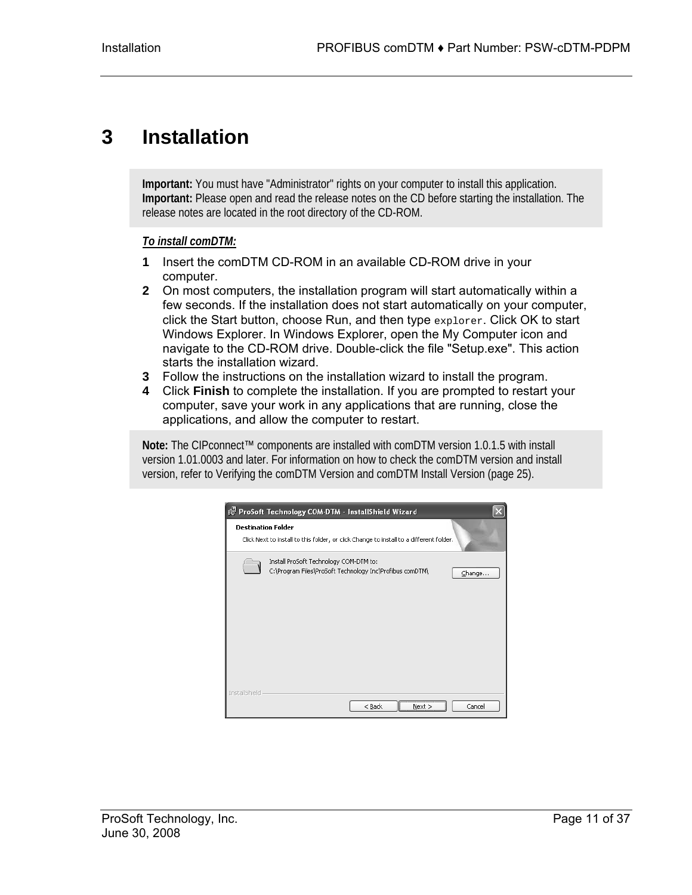# 3 Installation

**Important:** You must have "Administrator" rights on your computer to install this application.
**Important:** Please open and read the release notes on the CD before starting the installation. The release notes are located in the root directory of the CD-ROM.

***To install comDTM:***

1. Insert the comDTM CD-ROM in an available CD-ROM drive in your computer.
2. On most computers, the installation program will start automatically within a few seconds. If the installation does not start automatically on your computer, click the Start button, choose Run, and then type `explorer`. Click OK to start Windows Explorer. In Windows Explorer, open the My Computer icon and navigate to the CD-ROM drive. Double-click the file "Setup.exe". This action starts the installation wizard.
3. Follow the instructions on the installation wizard to install the program.
4. Click **Finish** to complete the installation. If you are prompted to restart your computer, save your work in any applications that are running, close the applications, and allow the computer to restart.

**Note:** The CIPconnect™ components are installed with comDTM version 1.0.1.5 with install version 1.01.0003 and later. For information on how to check the comDTM version and install version, refer to Verifying the comDTM Version and comDTM Install Version (page 25).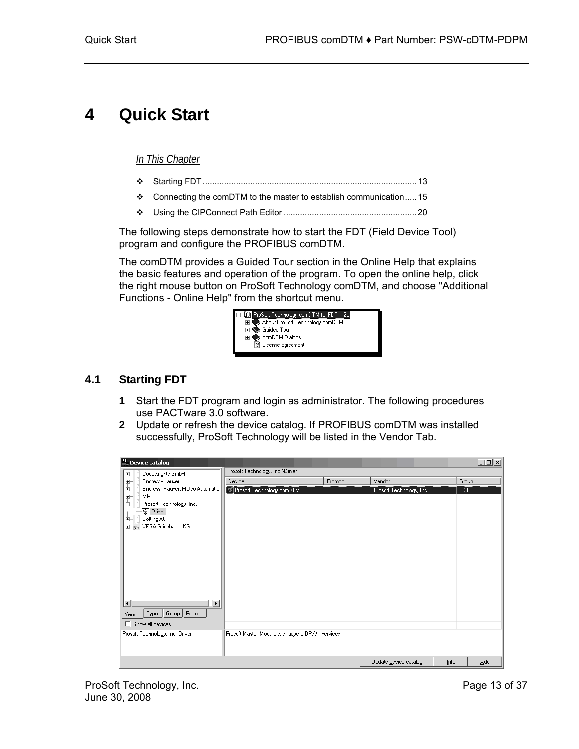# 4 Quick Start

*In This Chapter*

- Starting FDT ........................................................................................ 13
- Connecting the comDTM to the master to establish communication ..... 15
- Using the CIPConnect Path Editor ....................................................... 20

The following steps demonstrate how to start the FDT (Field Device Tool) program and configure the PROFIBUS comDTM.

The comDTM provides a Guided Tour section in the Online Help that explains the basic features and operation of the program. To open the online help, click the right mouse button on ProSoft Technology comDTM, and choose "Additional Functions - Online Help" from the shortcut menu.

## 4.1 Starting FDT

1. Start the FDT program and login as administrator. The following procedures use PACTware 3.0 software.
2. Update or refresh the device catalog. If PROFIBUS comDTM was installed successfully, ProSoft Technology will be listed in the Vendor Tab.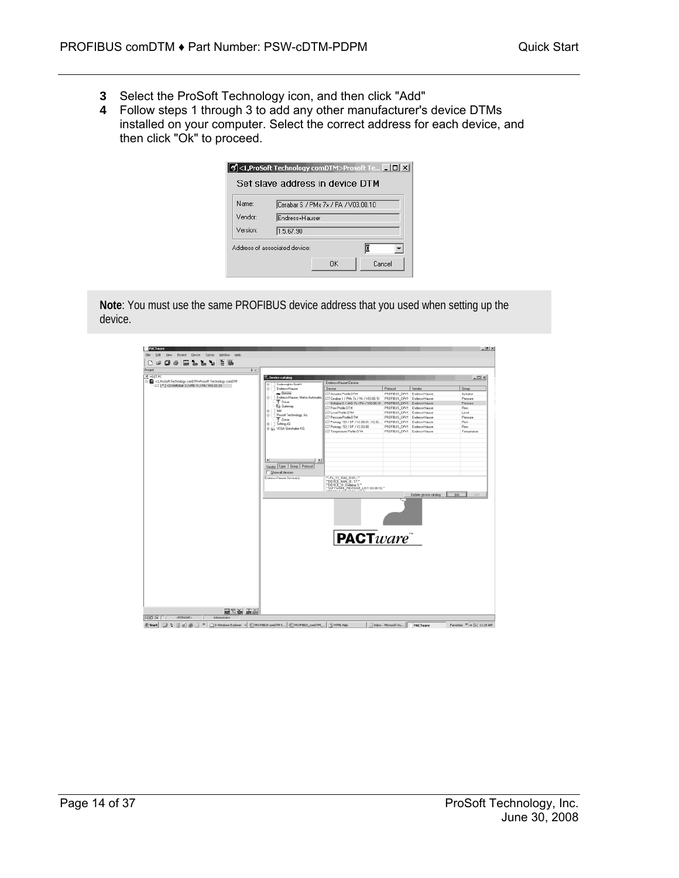3. Select the ProSoft Technology icon, and then click "Add"
4. Follow steps 1 through 3 to add any other manufacturer's device DTMs installed on your computer. Select the correct address for each device, and then click "Ok" to proceed.

**Note**: You must use the same PROFIBUS device address that you used when setting up the device.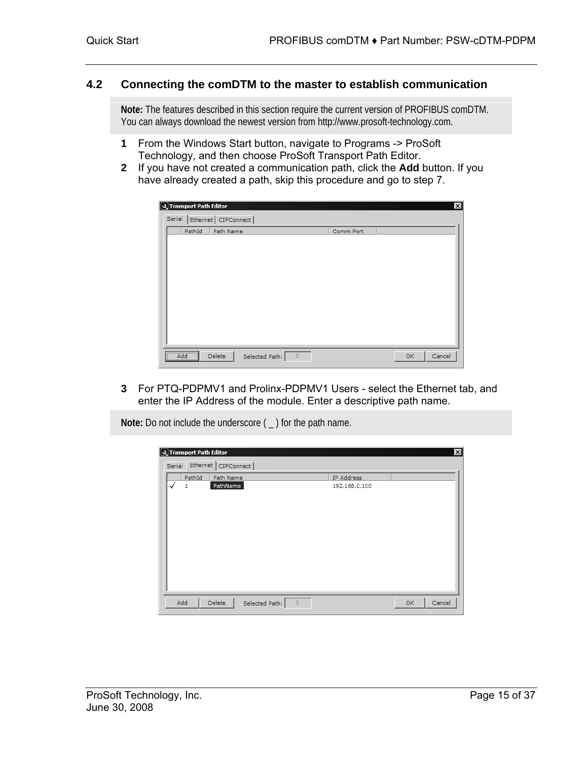## 4.2 Connecting the comDTM to the master to establish communication

> **Note:** The features described in this section require the current version of PROFIBUS comDTM. You can always download the newest version from http://www.prosoft-technology.com.

**1** From the Windows Start button, navigate to Programs -> ProSoft Technology, and then choose ProSoft Transport Path Editor.

**2** If you have not created a communication path, click the **Add** button. If you have already created a path, skip this procedure and go to step 7.

**3** For PTQ-PDPMV1 and Prolinx-PDPMV1 Users - select the Ethernet tab, and enter the IP Address of the module. Enter a descriptive path name.

> **Note:** Do not include the underscore ( _ ) for the path name.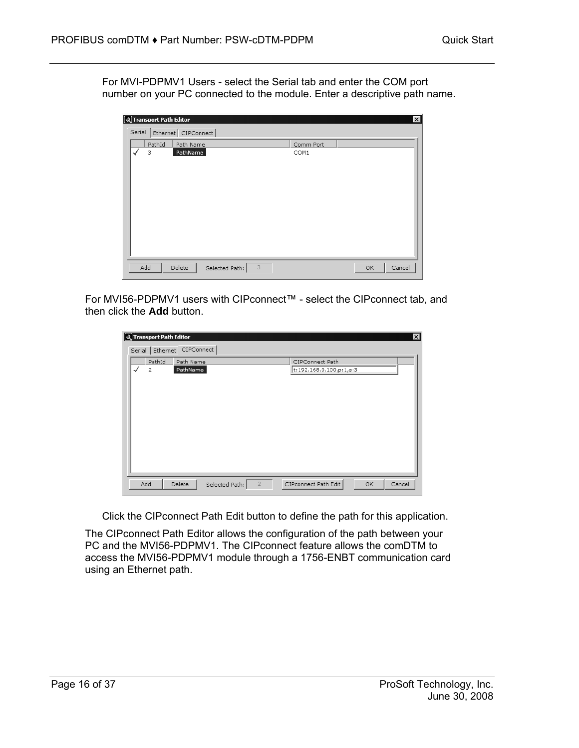For MVI-PDPMV1 Users - select the Serial tab and enter the COM port number on your PC connected to the module. Enter a descriptive path name.

For MVI56-PDPMV1 users with CIPconnect™ - select the CIPconnect tab, and then click the **Add** button.

Click the CIPconnect Path Edit button to define the path for this application.

The CIPconnect Path Editor allows the configuration of the path between your PC and the MVI56-PDPMV1. The CIPconnect feature allows the comDTM to access the MVI56-PDPMV1 module through a 1756-ENBT communication card using an Ethernet path.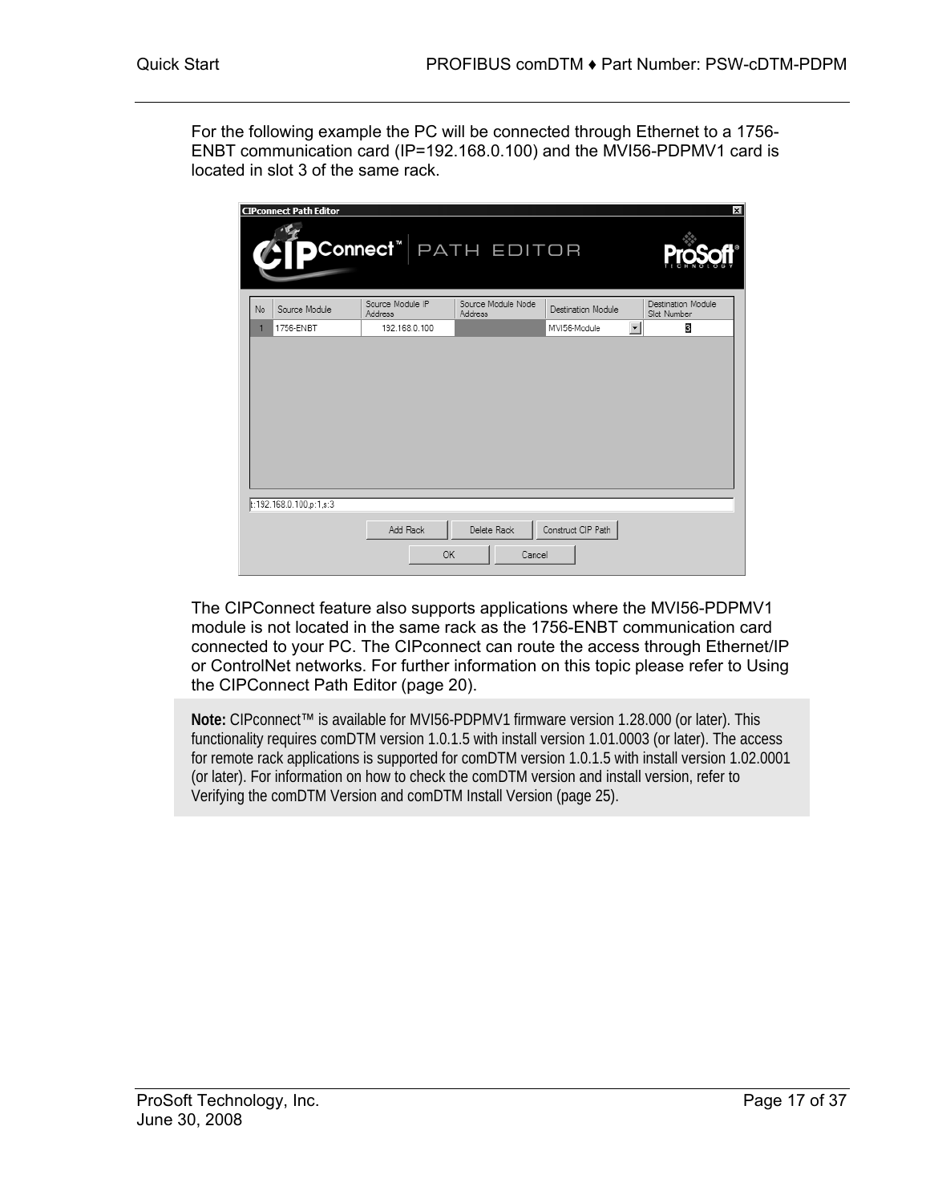For the following example the PC will be connected through Ethernet to a 1756-ENBT communication card (IP=192.168.0.100) and the MVI56-PDPMV1 card is located in slot 3 of the same rack.

The CIPConnect feature also supports applications where the MVI56-PDPMV1 module is not located in the same rack as the 1756-ENBT communication card connected to your PC. The CIPconnect can route the access through Ethernet/IP or ControlNet networks. For further information on this topic please refer to Using the CIPConnect Path Editor (page 20).

**Note:** CIPconnect™ is available for MVI56-PDPMV1 firmware version 1.28.000 (or later). This functionality requires comDTM version 1.0.1.5 with install version 1.01.0003 (or later). The access for remote rack applications is supported for comDTM version 1.0.1.5 with install version 1.02.0001 (or later). For information on how to check the comDTM version and install version, refer to Verifying the comDTM Version and comDTM Install Version (page 25).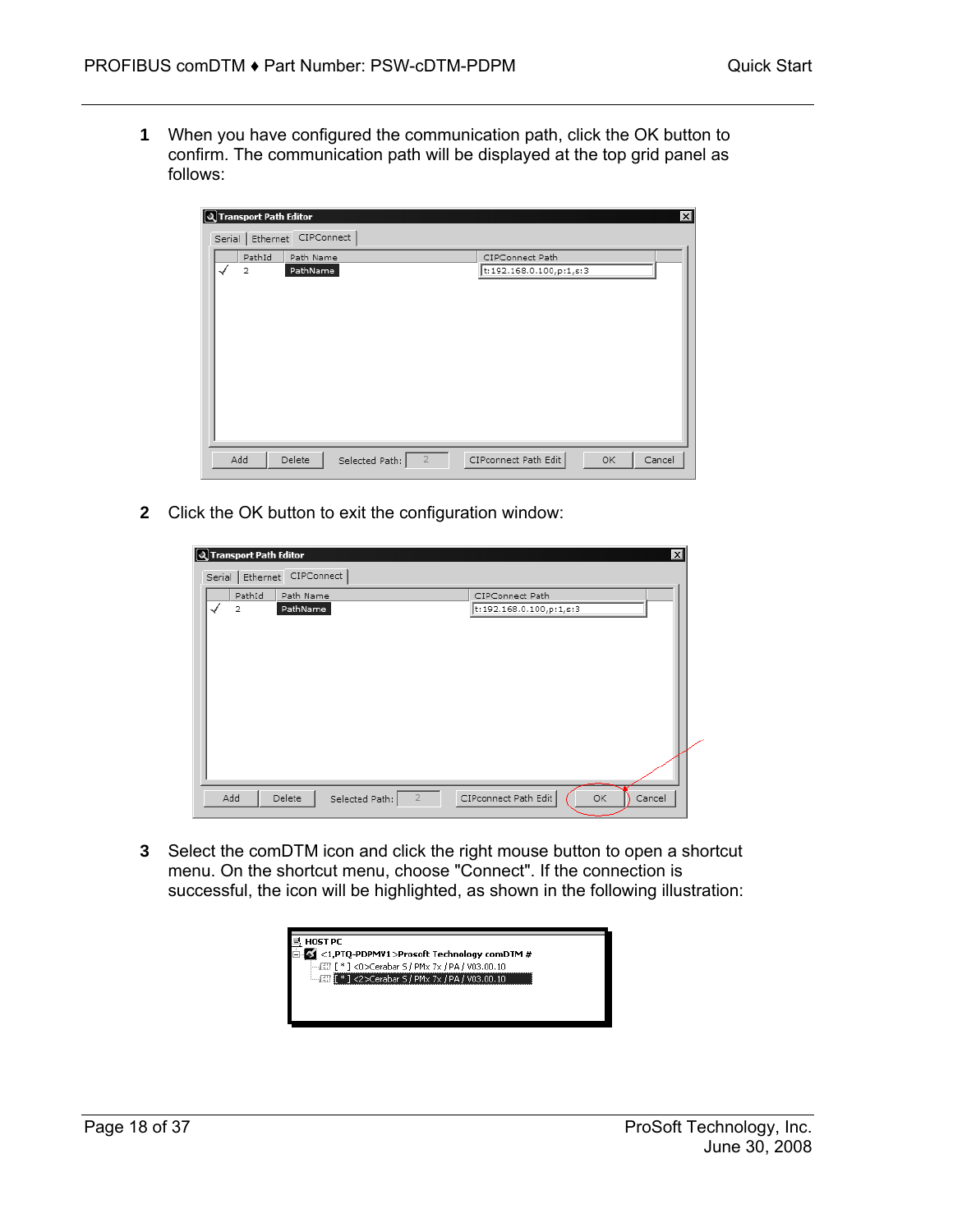1. When you have configured the communication path, click the OK button to confirm. The communication path will be displayed at the top grid panel as follows:

2. Click the OK button to exit the configuration window:

3. Select the comDTM icon and click the right mouse button to open a shortcut menu. On the shortcut menu, choose "Connect". If the connection is successful, the icon will be highlighted, as shown in the following illustration: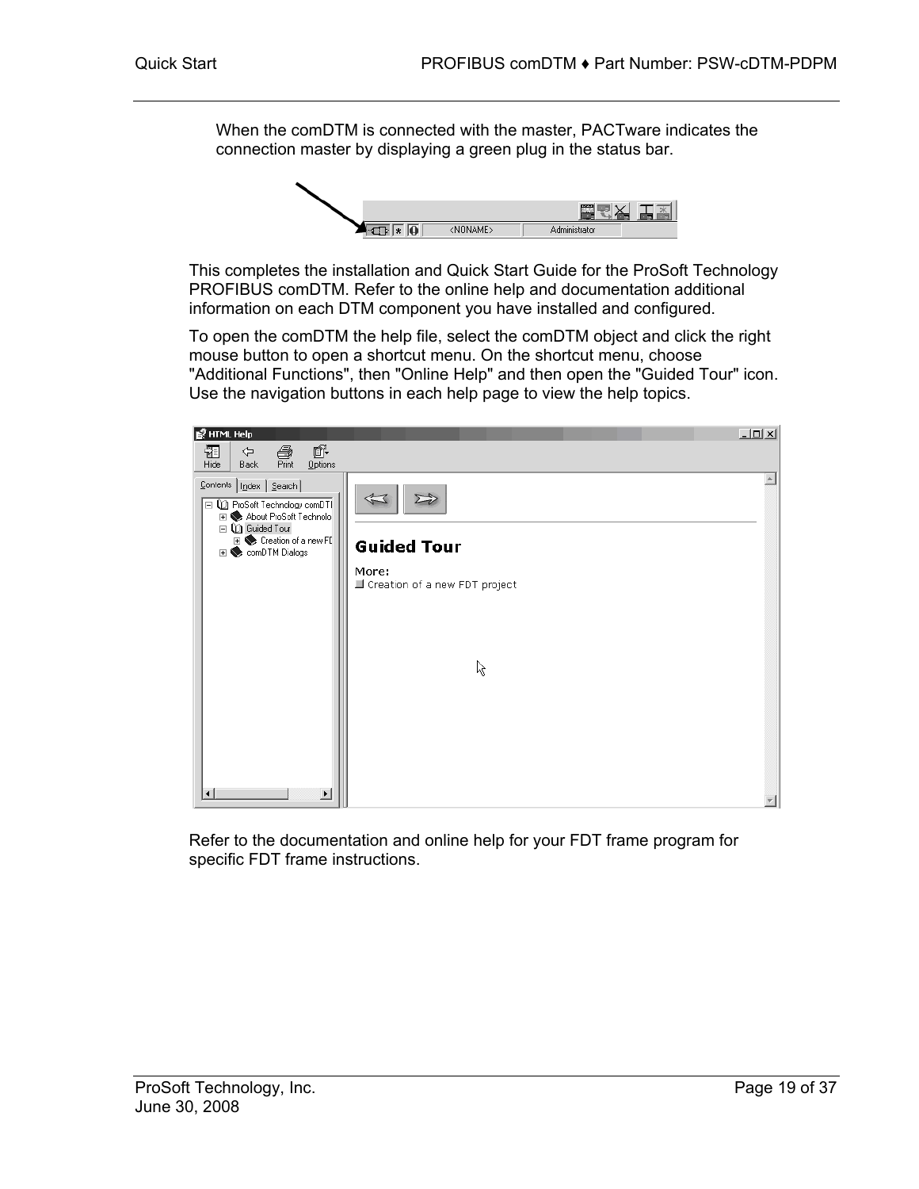When the comDTM is connected with the master, PACTware indicates the connection master by displaying a green plug in the status bar.

This completes the installation and Quick Start Guide for the ProSoft Technology PROFIBUS comDTM. Refer to the online help and documentation additional information on each DTM component you have installed and configured.

To open the comDTM the help file, select the comDTM object and click the right mouse button to open a shortcut menu. On the shortcut menu, choose "Additional Functions", then "Online Help" and then open the "Guided Tour" icon. Use the navigation buttons in each help page to view the help topics.

Refer to the documentation and online help for your FDT frame program for specific FDT frame instructions.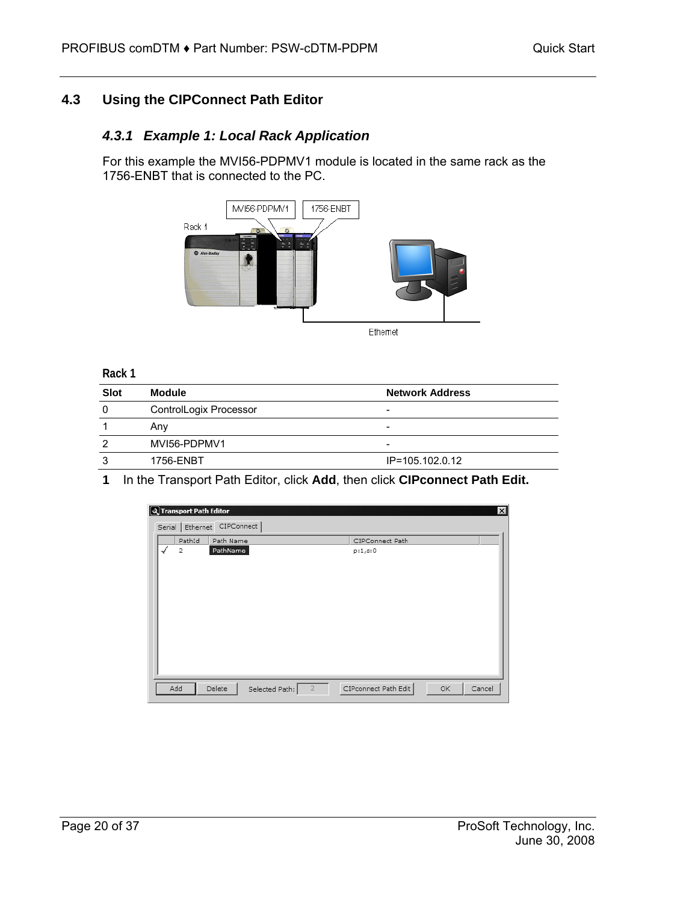## 4.3 Using the CIPConnect Path Editor

### *4.3.1 Example 1: Local Rack Application*

For this example the MVI56-PDPMV1 module is located in the same rack as the 1756-ENBT that is connected to the PC.

**Rack 1**

| Slot | Module | Network Address |
|---|---|---|
| 0 | ControlLogix Processor | - |
| 1 | Any | - |
| 2 | MVI56-PDPMV1 | - |
| 3 | 1756-ENBT | IP=105.102.0.12 |

**1** In the Transport Path Editor, click **Add**, then click **CIPconnect Path Edit.**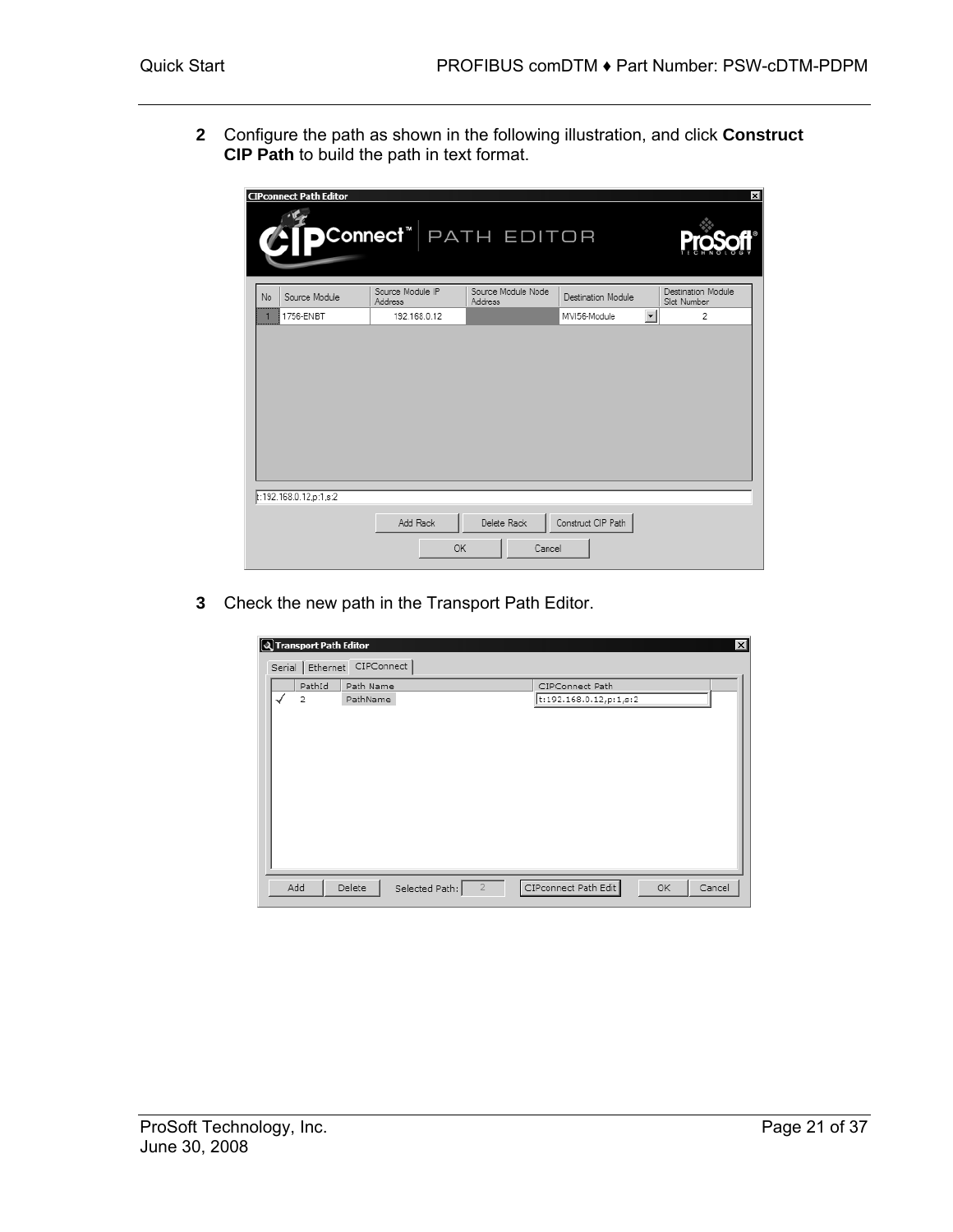**2** Configure the path as shown in the following illustration, and click **Construct CIP Path** to build the path in text format.

**3** Check the new path in the Transport Path Editor.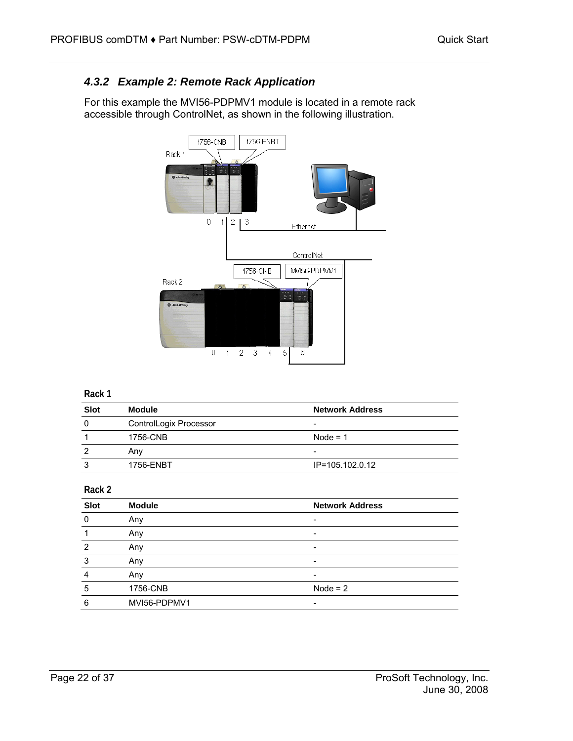### 4.3.2 Example 2: Remote Rack Application

For this example the MVI56-PDPMV1 module is located in a remote rack accessible through ControlNet, as shown in the following illustration.

**Rack 1**

| Slot | Module | Network Address |
|---|---|---|
| 0 | ControlLogix Processor | - |
| 1 | 1756-CNB | Node = 1 |
| 2 | Any | - |
| 3 | 1756-ENBT | IP=105.102.0.12 |

**Rack 2**

| Slot | Module | Network Address |
|---|---|---|
| 0 | Any | - |
| 1 | Any | - |
| 2 | Any | - |
| 3 | Any | - |
| 4 | Any | - |
| 5 | 1756-CNB | Node = 2 |
| 6 | MVI56-PDPMV1 | - |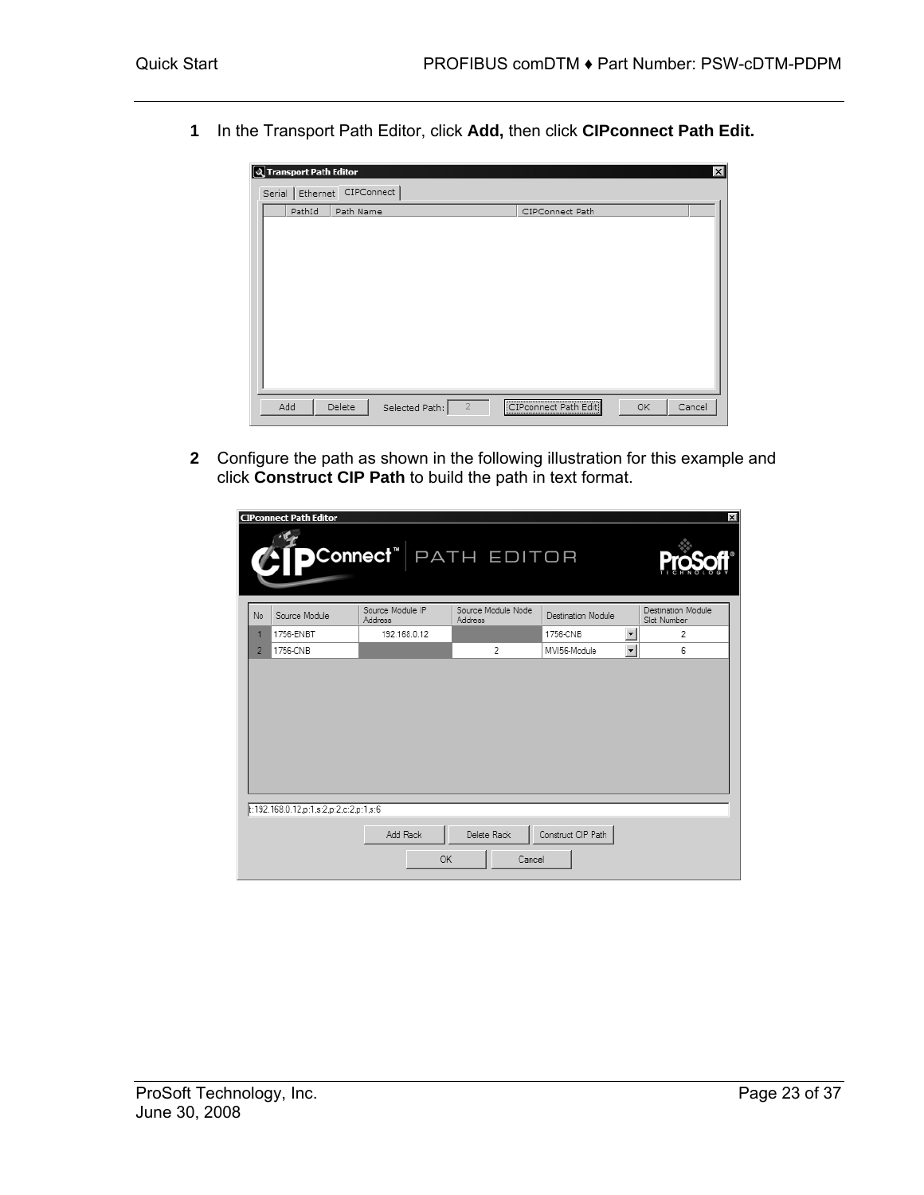1 In the Transport Path Editor, click **Add,** then click **CIPconnect Path Edit.**

2 Configure the path as shown in the following illustration for this example and click **Construct CIP Path** to build the path in text format.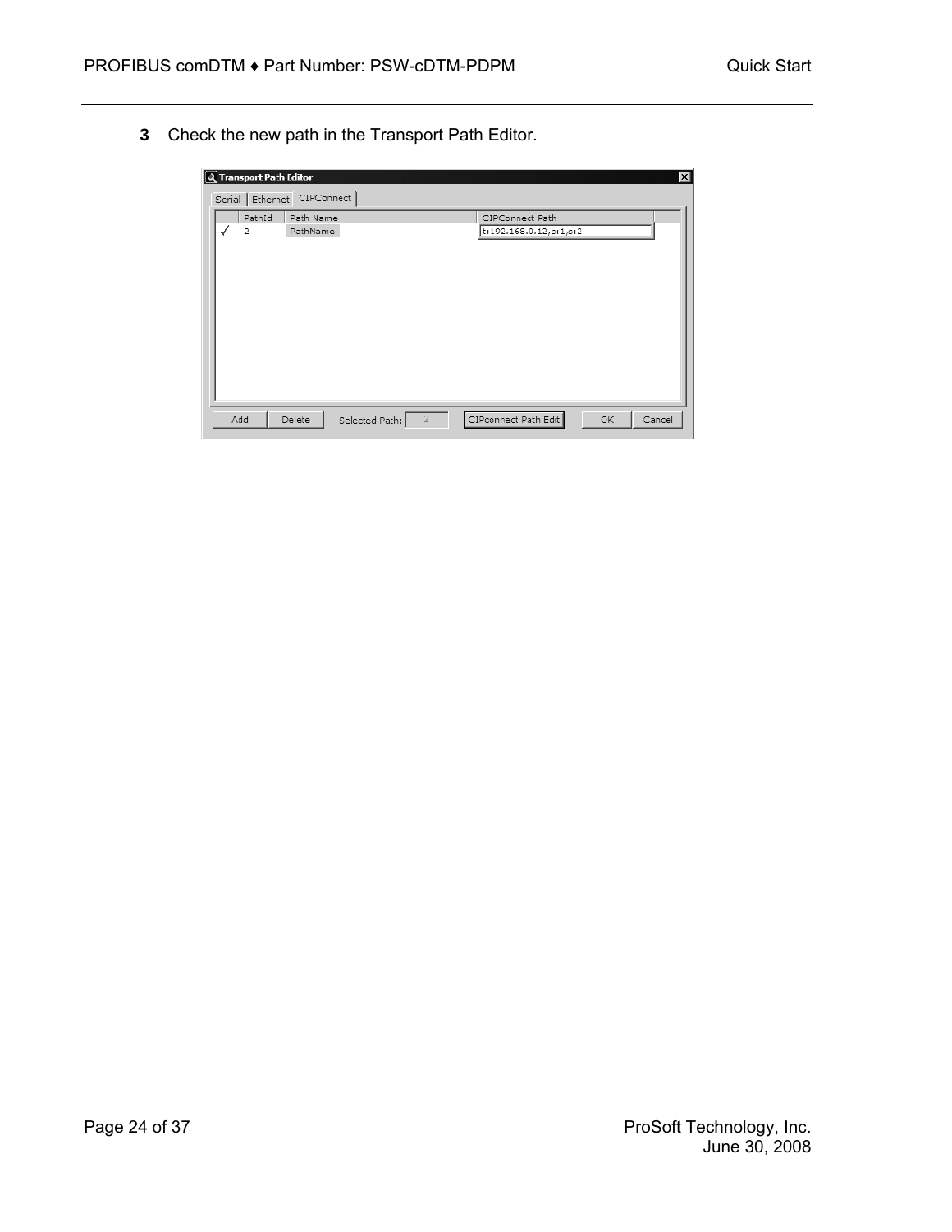**3** Check the new path in the Transport Path Editor.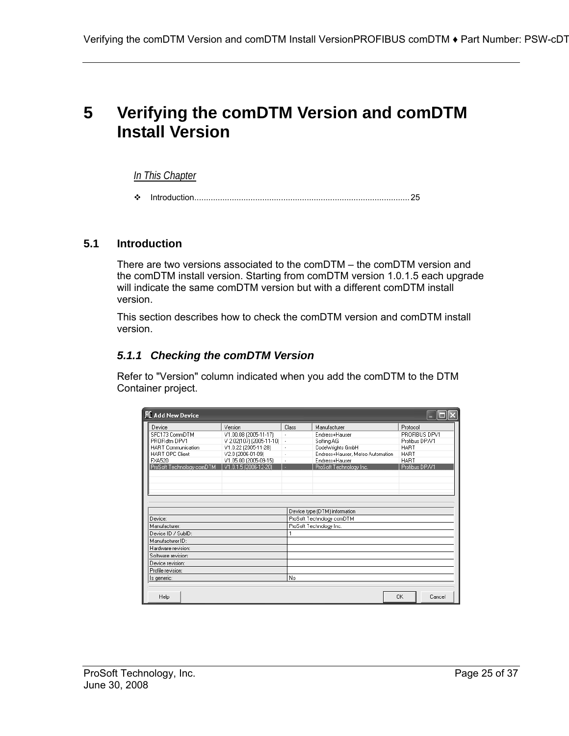# 5 Verifying the comDTM Version and comDTM Install Version

*In This Chapter*

- Introduction........................................................................................25

## 5.1 Introduction

There are two versions associated to the comDTM – the comDTM version and the comDTM install version. Starting from comDTM version 1.0.1.5 each upgrade will indicate the same comDTM version but with a different comDTM install version.

This section describes how to check the comDTM version and comDTM install version.

### 5.1.1 Checking the comDTM Version

Refer to "Version" column indicated when you add the comDTM to the DTM Container project.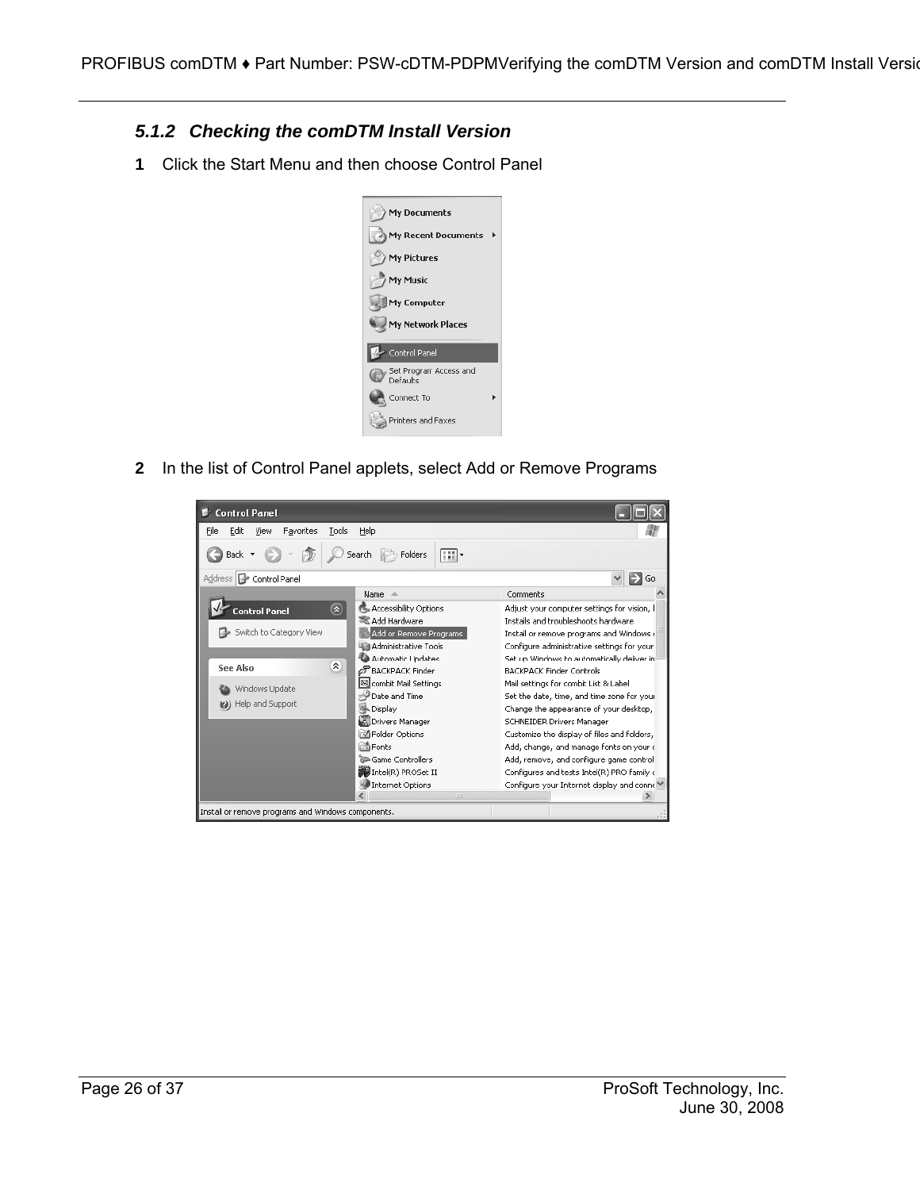### 5.1.2 Checking the comDTM Install Version

**1** Click the Start Menu and then choose Control Panel

**2** In the list of Control Panel applets, select Add or Remove Programs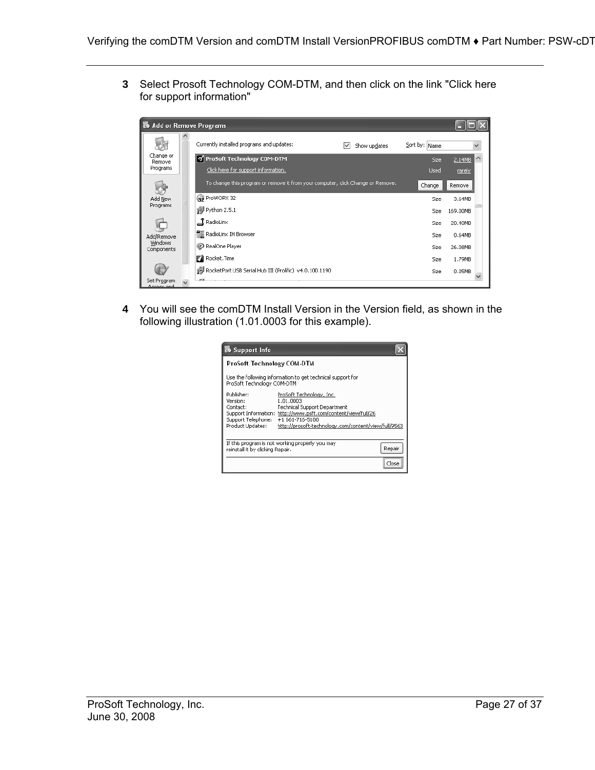3 Select Prosoft Technology COM-DTM, and then click on the link "Click here for support information"

4 You will see the comDTM Install Version in the Version field, as shown in the following illustration (1.01.0003 for this example).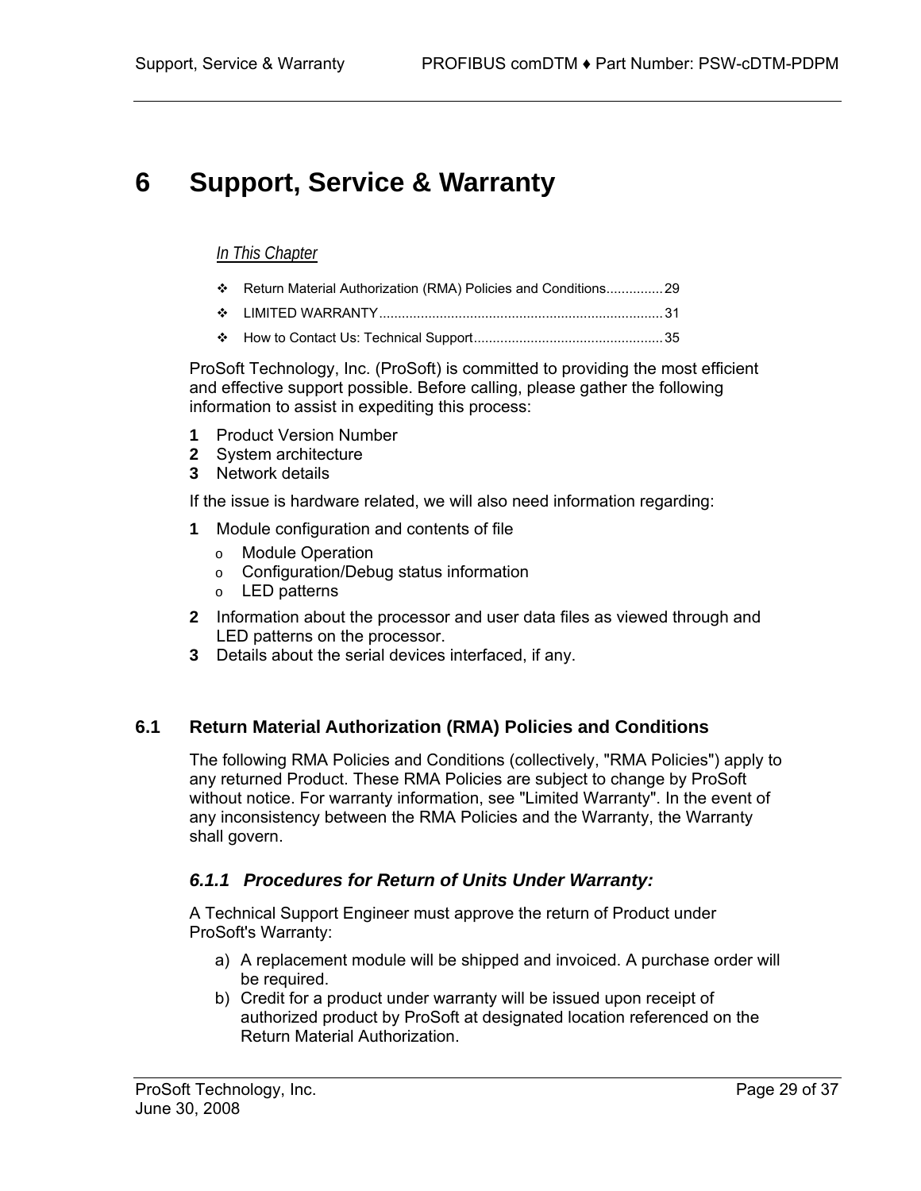# 6 Support, Service & Warranty

*In This Chapter*

- Return Material Authorization (RMA) Policies and Conditions............... 29
- LIMITED WARRANTY.......................................................................... 31
- How to Contact Us: Technical Support.................................................. 35

ProSoft Technology, Inc. (ProSoft) is committed to providing the most efficient and effective support possible. Before calling, please gather the following information to assist in expediting this process:

1. Product Version Number
2. System architecture
3. Network details

If the issue is hardware related, we will also need information regarding:

1. Module configuration and contents of file
   - Module Operation
   - Configuration/Debug status information
   - LED patterns
2. Information about the processor and user data files as viewed through and LED patterns on the processor.
3. Details about the serial devices interfaced, if any.

## 6.1 Return Material Authorization (RMA) Policies and Conditions

The following RMA Policies and Conditions (collectively, "RMA Policies") apply to any returned Product. These RMA Policies are subject to change by ProSoft without notice. For warranty information, see "Limited Warranty". In the event of any inconsistency between the RMA Policies and the Warranty, the Warranty shall govern.

### *6.1.1 Procedures for Return of Units Under Warranty:*

A Technical Support Engineer must approve the return of Product under ProSoft's Warranty:

a) A replacement module will be shipped and invoiced. A purchase order will be required.
b) Credit for a product under warranty will be issued upon receipt of authorized product by ProSoft at designated location referenced on the Return Material Authorization.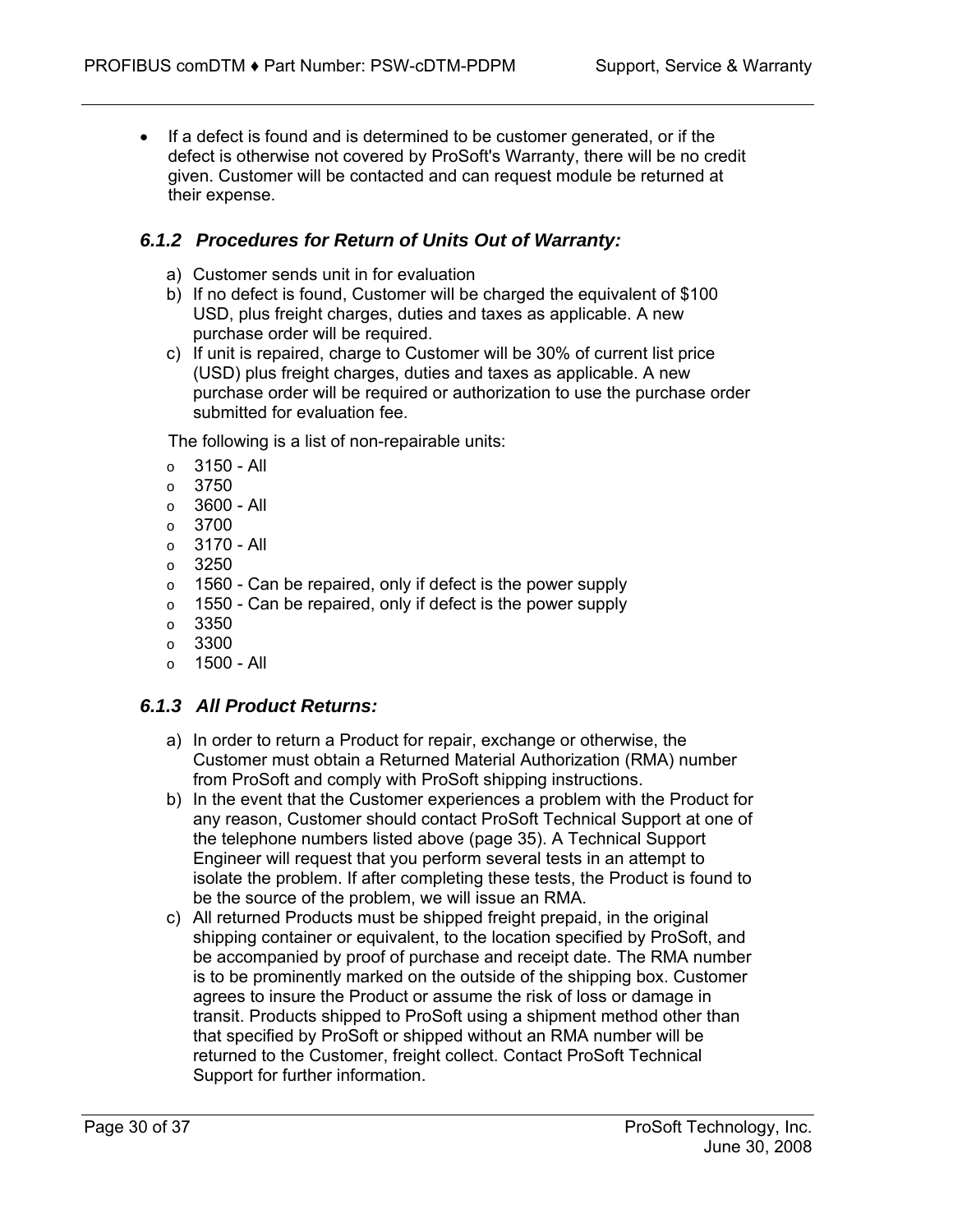- If a defect is found and is determined to be customer generated, or if the defect is otherwise not covered by ProSoft's Warranty, there will be no credit given. Customer will be contacted and can request module be returned at their expense.

### *6.1.2 Procedures for Return of Units Out of Warranty:*

a) Customer sends unit in for evaluation
b) If no defect is found, Customer will be charged the equivalent of $100 USD, plus freight charges, duties and taxes as applicable. A new purchase order will be required.
c) If unit is repaired, charge to Customer will be 30% of current list price (USD) plus freight charges, duties and taxes as applicable. A new purchase order will be required or authorization to use the purchase order submitted for evaluation fee.

The following is a list of non-repairable units:

- 3150 - All
- 3750
- 3600 - All
- 3700
- 3170 - All
- 3250
- 1560 - Can be repaired, only if defect is the power supply
- 1550 - Can be repaired, only if defect is the power supply
- 3350
- 3300
- 1500 - All

### *6.1.3 All Product Returns:*

a) In order to return a Product for repair, exchange or otherwise, the Customer must obtain a Returned Material Authorization (RMA) number from ProSoft and comply with ProSoft shipping instructions.
b) In the event that the Customer experiences a problem with the Product for any reason, Customer should contact ProSoft Technical Support at one of the telephone numbers listed above (page 35). A Technical Support Engineer will request that you perform several tests in an attempt to isolate the problem. If after completing these tests, the Product is found to be the source of the problem, we will issue an RMA.
c) All returned Products must be shipped freight prepaid, in the original shipping container or equivalent, to the location specified by ProSoft, and be accompanied by proof of purchase and receipt date. The RMA number is to be prominently marked on the outside of the shipping box. Customer agrees to insure the Product or assume the risk of loss or damage in transit. Products shipped to ProSoft using a shipment method other than that specified by ProSoft or shipped without an RMA number will be returned to the Customer, freight collect. Contact ProSoft Technical Support for further information.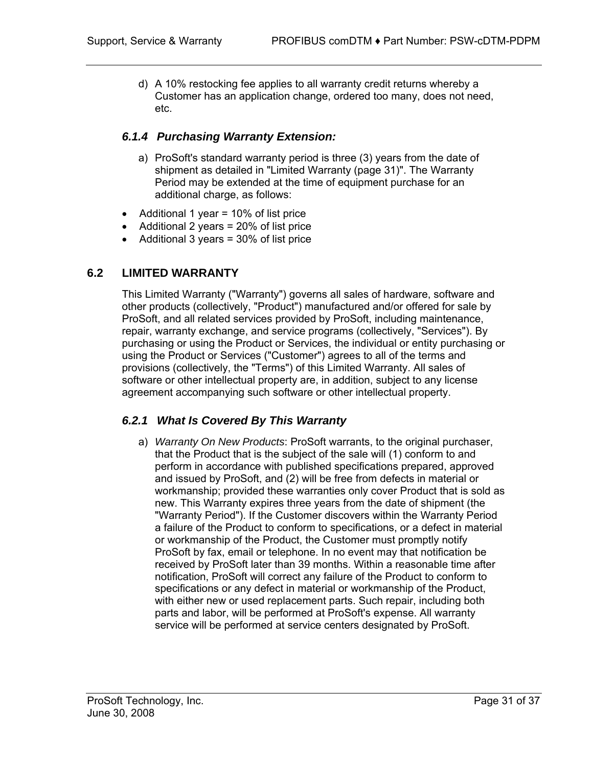d) A 10% restocking fee applies to all warranty credit returns whereby a Customer has an application change, ordered too many, does not need, etc.

### *6.1.4 Purchasing Warranty Extension:*

a) ProSoft's standard warranty period is three (3) years from the date of shipment as detailed in "Limited Warranty (page 31)". The Warranty Period may be extended at the time of equipment purchase for an additional charge, as follows:

- Additional 1 year = 10% of list price
- Additional 2 years = 20% of list price
- Additional 3 years = 30% of list price

## 6.2 LIMITED WARRANTY

This Limited Warranty ("Warranty") governs all sales of hardware, software and other products (collectively, "Product") manufactured and/or offered for sale by ProSoft, and all related services provided by ProSoft, including maintenance, repair, warranty exchange, and service programs (collectively, "Services"). By purchasing or using the Product or Services, the individual or entity purchasing or using the Product or Services ("Customer") agrees to all of the terms and provisions (collectively, the "Terms") of this Limited Warranty. All sales of software or other intellectual property are, in addition, subject to any license agreement accompanying such software or other intellectual property.

### *6.2.1 What Is Covered By This Warranty*

a) *Warranty On New Products*: ProSoft warrants, to the original purchaser, that the Product that is the subject of the sale will (1) conform to and perform in accordance with published specifications prepared, approved and issued by ProSoft, and (2) will be free from defects in material or workmanship; provided these warranties only cover Product that is sold as new. This Warranty expires three years from the date of shipment (the "Warranty Period"). If the Customer discovers within the Warranty Period a failure of the Product to conform to specifications, or a defect in material or workmanship of the Product, the Customer must promptly notify ProSoft by fax, email or telephone. In no event may that notification be received by ProSoft later than 39 months. Within a reasonable time after notification, ProSoft will correct any failure of the Product to conform to specifications or any defect in material or workmanship of the Product, with either new or used replacement parts. Such repair, including both parts and labor, will be performed at ProSoft's expense. All warranty service will be performed at service centers designated by ProSoft.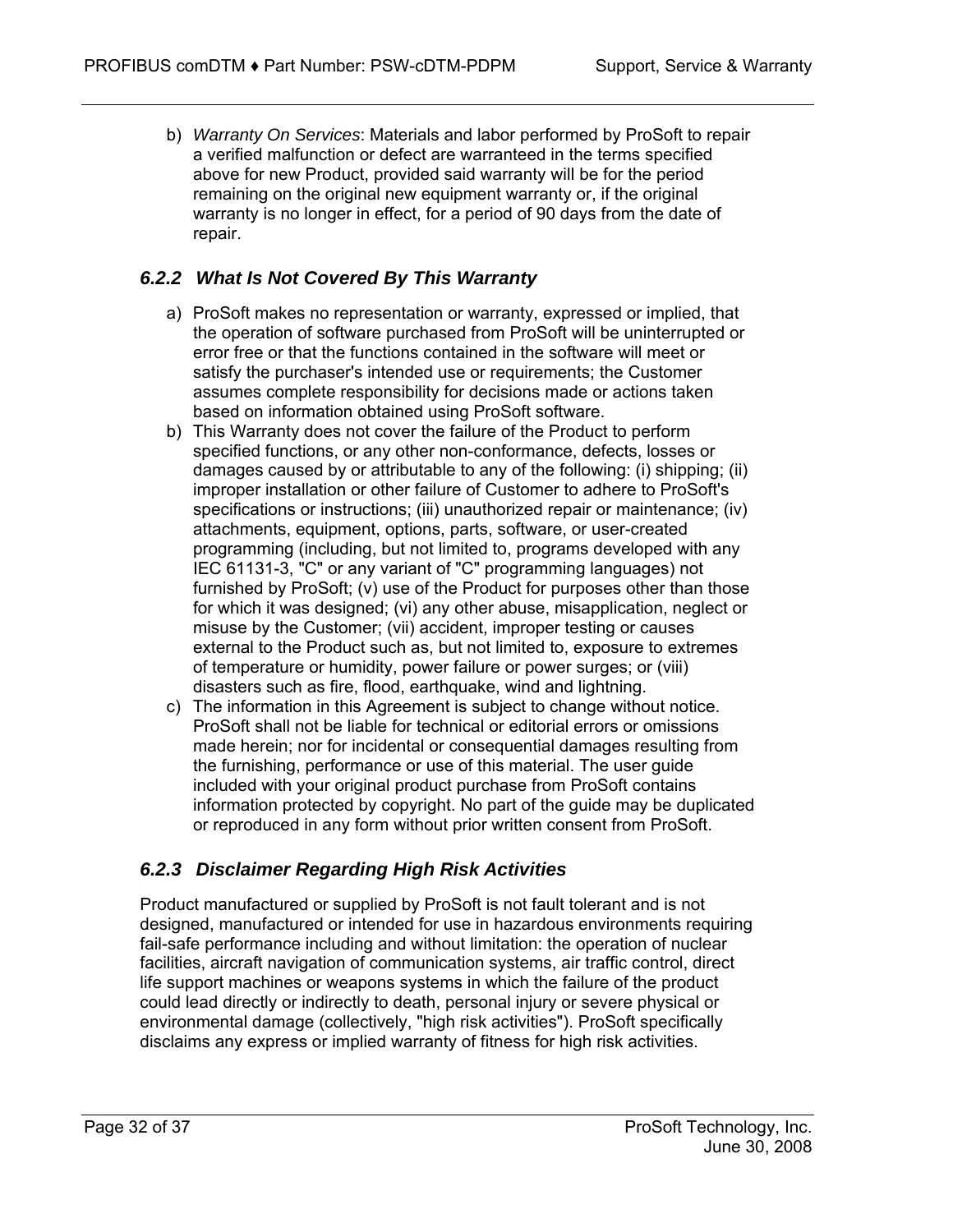b) *Warranty On Services*: Materials and labor performed by ProSoft to repair a verified malfunction or defect are warranteed in the terms specified above for new Product, provided said warranty will be for the period remaining on the original new equipment warranty or, if the original warranty is no longer in effect, for a period of 90 days from the date of repair.

### *6.2.2 What Is Not Covered By This Warranty*

a) ProSoft makes no representation or warranty, expressed or implied, that the operation of software purchased from ProSoft will be uninterrupted or error free or that the functions contained in the software will meet or satisfy the purchaser's intended use or requirements; the Customer assumes complete responsibility for decisions made or actions taken based on information obtained using ProSoft software.

b) This Warranty does not cover the failure of the Product to perform specified functions, or any other non-conformance, defects, losses or damages caused by or attributable to any of the following: (i) shipping; (ii) improper installation or other failure of Customer to adhere to ProSoft's specifications or instructions; (iii) unauthorized repair or maintenance; (iv) attachments, equipment, options, parts, software, or user-created programming (including, but not limited to, programs developed with any IEC 61131-3, "C" or any variant of "C" programming languages) not furnished by ProSoft; (v) use of the Product for purposes other than those for which it was designed; (vi) any other abuse, misapplication, neglect or misuse by the Customer; (vii) accident, improper testing or causes external to the Product such as, but not limited to, exposure to extremes of temperature or humidity, power failure or power surges; or (viii) disasters such as fire, flood, earthquake, wind and lightning.

c) The information in this Agreement is subject to change without notice. ProSoft shall not be liable for technical or editorial errors or omissions made herein; nor for incidental or consequential damages resulting from the furnishing, performance or use of this material. The user guide included with your original product purchase from ProSoft contains information protected by copyright. No part of the guide may be duplicated or reproduced in any form without prior written consent from ProSoft.

### *6.2.3 Disclaimer Regarding High Risk Activities*

Product manufactured or supplied by ProSoft is not fault tolerant and is not designed, manufactured or intended for use in hazardous environments requiring fail-safe performance including and without limitation: the operation of nuclear facilities, aircraft navigation of communication systems, air traffic control, direct life support machines or weapons systems in which the failure of the product could lead directly or indirectly to death, personal injury or severe physical or environmental damage (collectively, "high risk activities"). ProSoft specifically disclaims any express or implied warranty of fitness for high risk activities.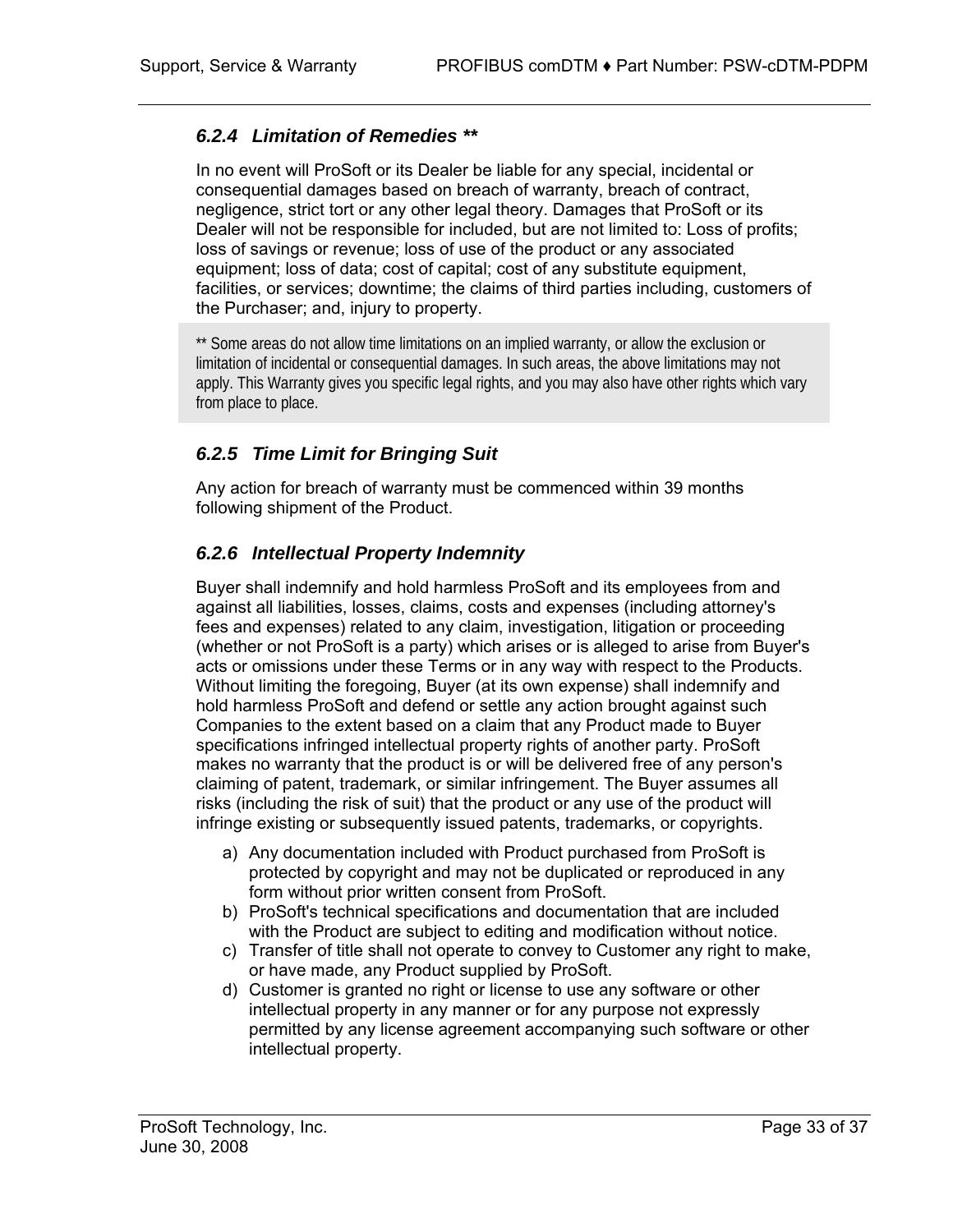### 6.2.4 *Limitation of Remedies \*\**

In no event will ProSoft or its Dealer be liable for any special, incidental or consequential damages based on breach of warranty, breach of contract, negligence, strict tort or any other legal theory. Damages that ProSoft or its Dealer will not be responsible for included, but are not limited to: Loss of profits; loss of savings or revenue; loss of use of the product or any associated equipment; loss of data; cost of capital; cost of any substitute equipment, facilities, or services; downtime; the claims of third parties including, customers of the Purchaser; and, injury to property.

> ** Some areas do not allow time limitations on an implied warranty, or allow the exclusion or limitation of incidental or consequential damages. In such areas, the above limitations may not apply. This Warranty gives you specific legal rights, and you may also have other rights which vary from place to place.

### 6.2.5 *Time Limit for Bringing Suit*

Any action for breach of warranty must be commenced within 39 months following shipment of the Product.

### 6.2.6 *Intellectual Property Indemnity*

Buyer shall indemnify and hold harmless ProSoft and its employees from and against all liabilities, losses, claims, costs and expenses (including attorney's fees and expenses) related to any claim, investigation, litigation or proceeding (whether or not ProSoft is a party) which arises or is alleged to arise from Buyer's acts or omissions under these Terms or in any way with respect to the Products. Without limiting the foregoing, Buyer (at its own expense) shall indemnify and hold harmless ProSoft and defend or settle any action brought against such Companies to the extent based on a claim that any Product made to Buyer specifications infringed intellectual property rights of another party. ProSoft makes no warranty that the product is or will be delivered free of any person's claiming of patent, trademark, or similar infringement. The Buyer assumes all risks (including the risk of suit) that the product or any use of the product will infringe existing or subsequently issued patents, trademarks, or copyrights.

a) Any documentation included with Product purchased from ProSoft is protected by copyright and may not be duplicated or reproduced in any form without prior written consent from ProSoft.
b) ProSoft's technical specifications and documentation that are included with the Product are subject to editing and modification without notice.
c) Transfer of title shall not operate to convey to Customer any right to make, or have made, any Product supplied by ProSoft.
d) Customer is granted no right or license to use any software or other intellectual property in any manner or for any purpose not expressly permitted by any license agreement accompanying such software or other intellectual property.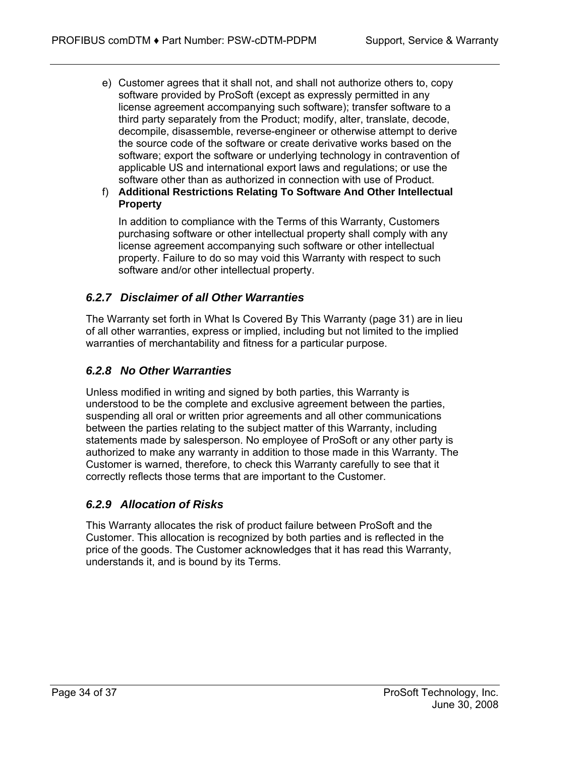e) Customer agrees that it shall not, and shall not authorize others to, copy software provided by ProSoft (except as expressly permitted in any license agreement accompanying such software); transfer software to a third party separately from the Product; modify, alter, translate, decode, decompile, disassemble, reverse-engineer or otherwise attempt to derive the source code of the software or create derivative works based on the software; export the software or underlying technology in contravention of applicable US and international export laws and regulations; or use the software other than as authorized in connection with use of Product.

f) **Additional Restrictions Relating To Software And Other Intellectual Property**

   In addition to compliance with the Terms of this Warranty, Customers purchasing software or other intellectual property shall comply with any license agreement accompanying such software or other intellectual property. Failure to do so may void this Warranty with respect to such software and/or other intellectual property.

### *6.2.7 Disclaimer of all Other Warranties*

The Warranty set forth in What Is Covered By This Warranty (page 31) are in lieu of all other warranties, express or implied, including but not limited to the implied warranties of merchantability and fitness for a particular purpose.

### *6.2.8 No Other Warranties*

Unless modified in writing and signed by both parties, this Warranty is understood to be the complete and exclusive agreement between the parties, suspending all oral or written prior agreements and all other communications between the parties relating to the subject matter of this Warranty, including statements made by salesperson. No employee of ProSoft or any other party is authorized to make any warranty in addition to those made in this Warranty. The Customer is warned, therefore, to check this Warranty carefully to see that it correctly reflects those terms that are important to the Customer.

### *6.2.9 Allocation of Risks*

This Warranty allocates the risk of product failure between ProSoft and the Customer. This allocation is recognized by both parties and is reflected in the price of the goods. The Customer acknowledges that it has read this Warranty, understands it, and is bound by its Terms.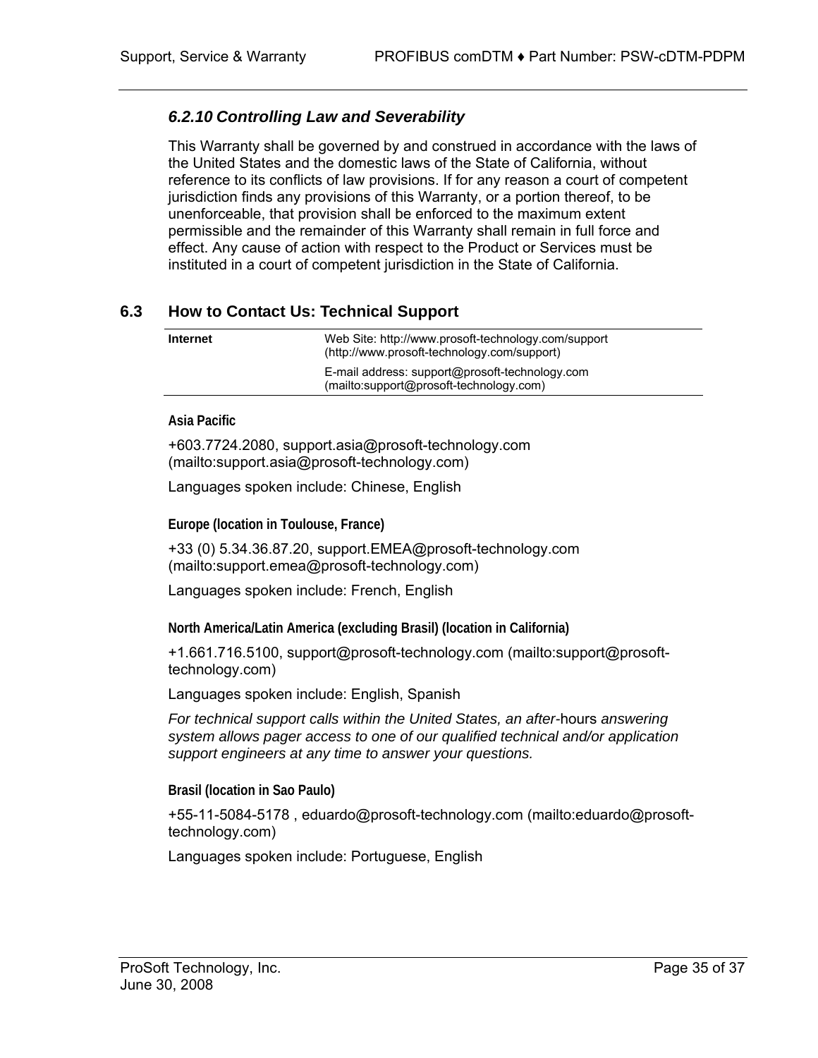### *6.2.10 Controlling Law and Severability*

This Warranty shall be governed by and construed in accordance with the laws of the United States and the domestic laws of the State of California, without reference to its conflicts of law provisions. If for any reason a court of competent jurisdiction finds any provisions of this Warranty, or a portion thereof, to be unenforceable, that provision shall be enforced to the maximum extent permissible and the remainder of this Warranty shall remain in full force and effect. Any cause of action with respect to the Product or Services must be instituted in a court of competent jurisdiction in the State of California.

## 6.3 How to Contact Us: Technical Support

| Internet | |
|---|---|
| | Web Site: http://www.prosoft-technology.com/support (http://www.prosoft-technology.com/support) |
| | E-mail address: support@prosoft-technology.com (mailto:support@prosoft-technology.com) |

**Asia Pacific**

+603.7724.2080, support.asia@prosoft-technology.com (mailto:support.asia@prosoft-technology.com)

Languages spoken include: Chinese, English

**Europe (location in Toulouse, France)**

+33 (0) 5.34.36.87.20, support.EMEA@prosoft-technology.com (mailto:support.emea@prosoft-technology.com)

Languages spoken include: French, English

**North America/Latin America (excluding Brasil) (location in California)**

+1.661.716.5100, support@prosoft-technology.com (mailto:support@prosoft-technology.com)

Languages spoken include: English, Spanish

*For technical support calls within the United States, an after-*hours *answering system allows pager access to one of our qualified technical and/or application support engineers at any time to answer your questions.*

**Brasil (location in Sao Paulo)**

+55-11-5084-5178 , eduardo@prosoft-technology.com (mailto:eduardo@prosoft-technology.com)

Languages spoken include: Portuguese, English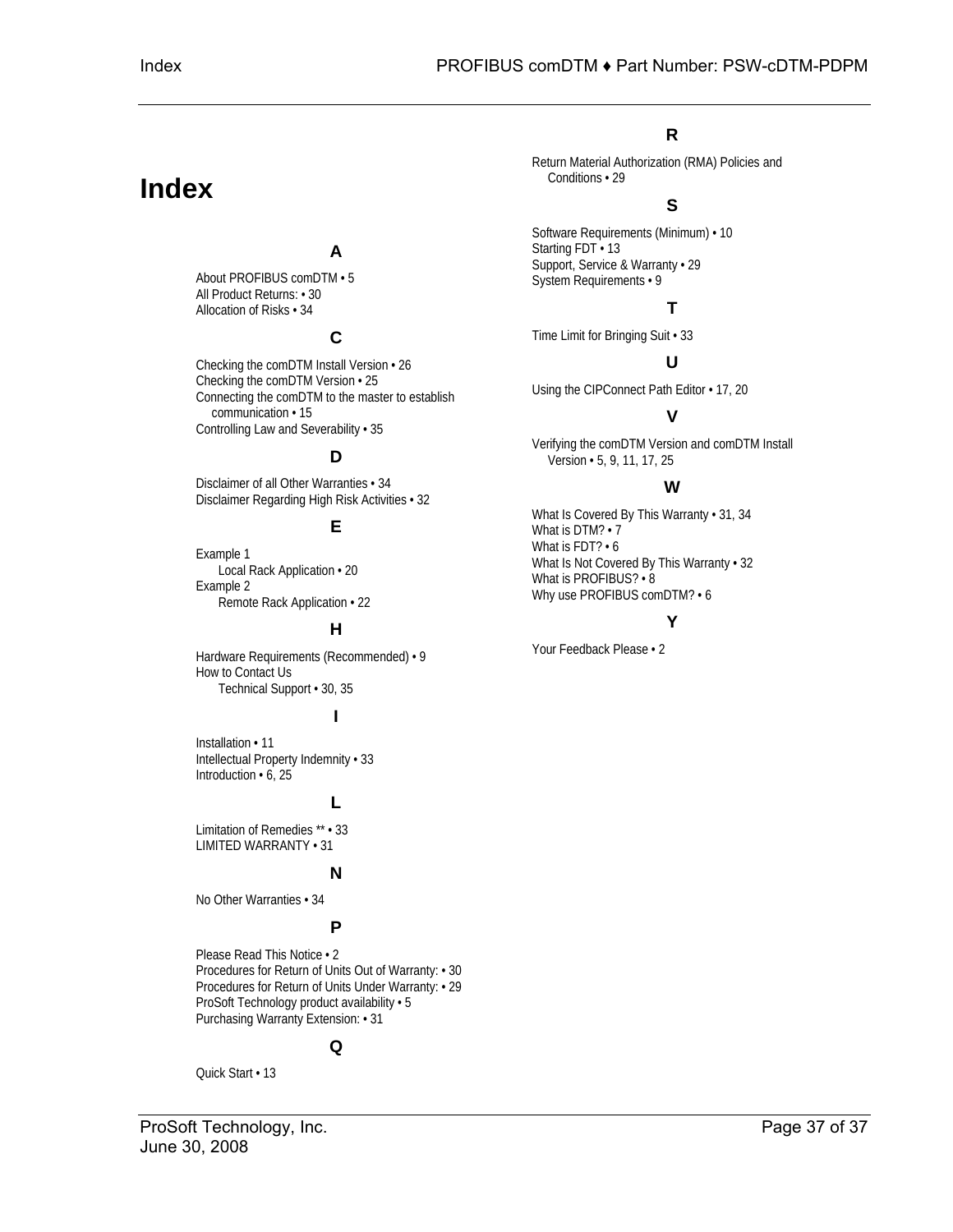# Index

## A

About PROFIBUS comDTM • 5
All Product Returns: • 30
Allocation of Risks • 34

## C

Checking the comDTM Install Version • 26
Checking the comDTM Version • 25
Connecting the comDTM to the master to establish communication • 15
Controlling Law and Severability • 35

## D

Disclaimer of all Other Warranties • 34
Disclaimer Regarding High Risk Activities • 32

## E

Example 1
    Local Rack Application • 20
Example 2
    Remote Rack Application • 22

## H

Hardware Requirements (Recommended) • 9
How to Contact Us
    Technical Support • 30, 35

## I

Installation • 11
Intellectual Property Indemnity • 33
Introduction • 6, 25

## L

Limitation of Remedies ** • 33
LIMITED WARRANTY • 31

## N

No Other Warranties • 34

## P

Please Read This Notice • 2
Procedures for Return of Units Out of Warranty: • 30
Procedures for Return of Units Under Warranty: • 29
ProSoft Technology product availability • 5
Purchasing Warranty Extension: • 31

## Q

Quick Start • 13

## R

Return Material Authorization (RMA) Policies and Conditions • 29

## S

Software Requirements (Minimum) • 10
Starting FDT • 13
Support, Service & Warranty • 29
System Requirements • 9

## T

Time Limit for Bringing Suit • 33

## U

Using the CIPConnect Path Editor • 17, 20

## V

Verifying the comDTM Version and comDTM Install Version • 5, 9, 11, 17, 25

## W

What Is Covered By This Warranty • 31, 34
What is DTM? • 7
What is FDT? • 6
What Is Not Covered By This Warranty • 32
What is PROFIBUS? • 8
Why use PROFIBUS comDTM? • 6

## Y

Your Feedback Please • 2